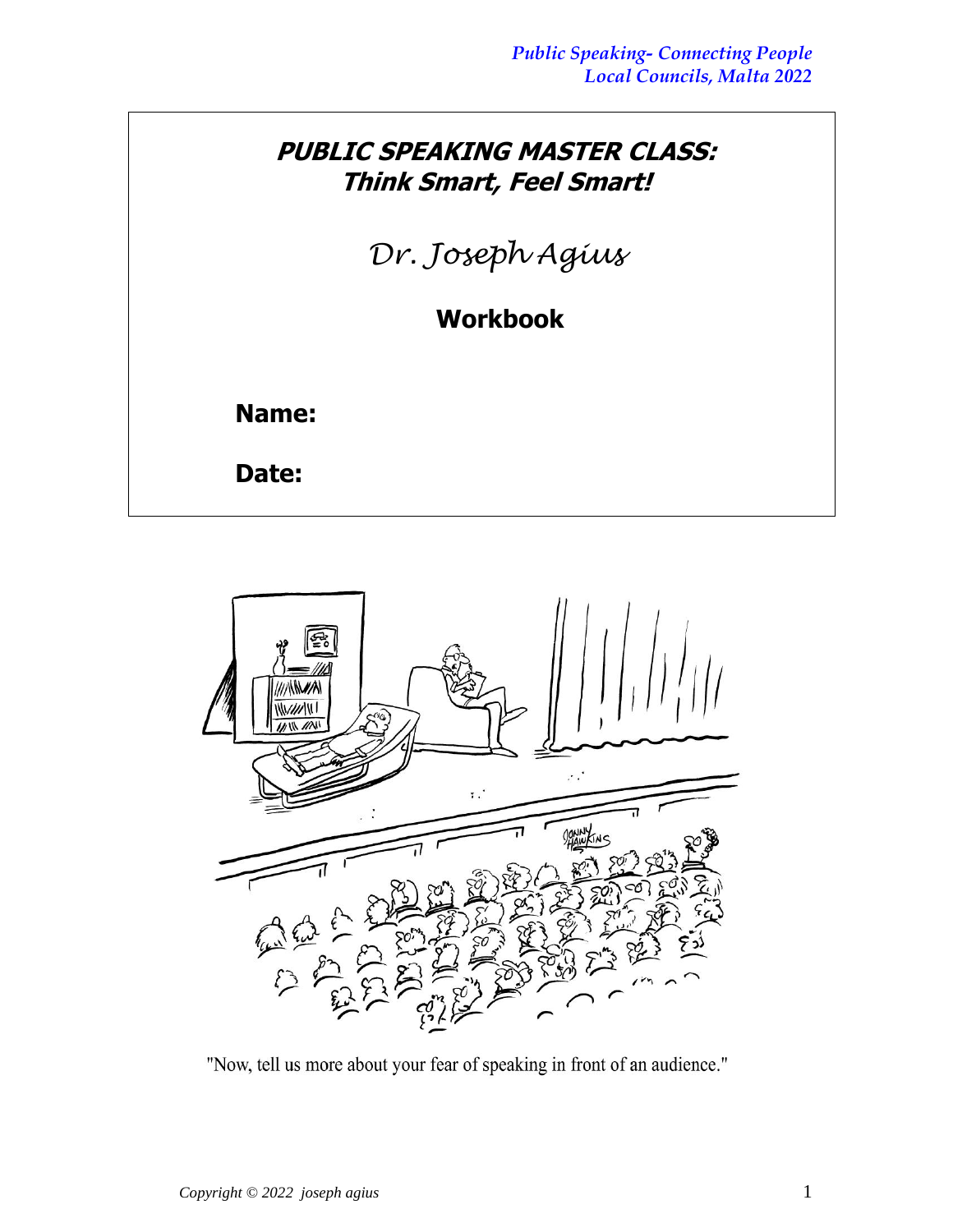# PUBLIC SPEAKING MASTER CLASS: Think Smart, Feel Smart!

*Dr. Joseph Agius*

**Workbook**

**Name:**

**Date:**

"Now, tell us more about your fear of speaking in front of an audience."

*Copyright © 2022 joseph agius*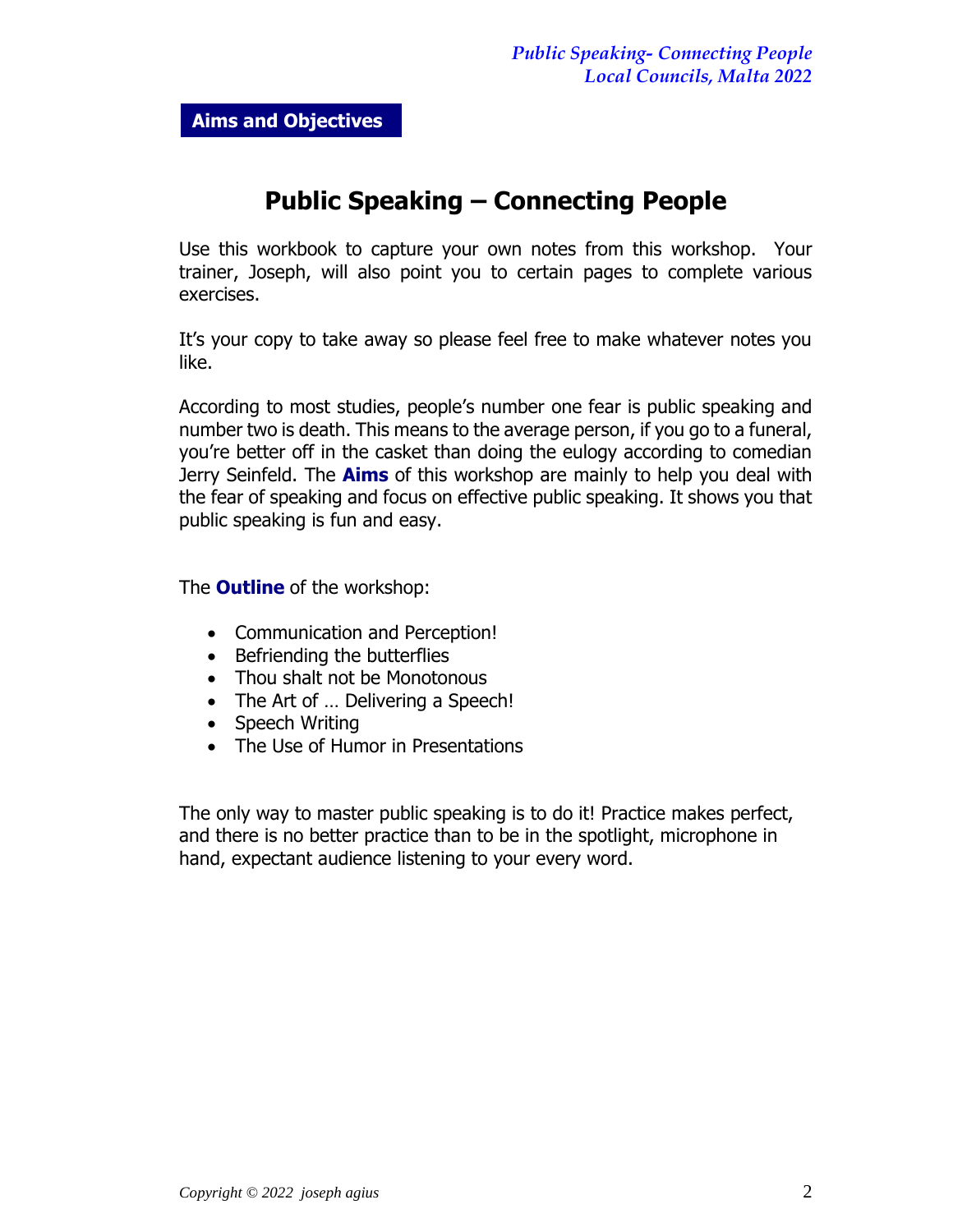**Aims and Objectives**

# Public Speaking – Connecting People

Use this workbook to capture your own notes from this workshop. Your trainer, Joseph, will also point you to certain pages to complete various exercises.

It's your copy to take away so please feel free to make whatever notes you like.

According to most studies, people's number one fear is public speaking and number two is death. This means to the average person, if you go to a funeral, you're better off in the casket than doing the eulogy according to comedian Jerry Seinfeld. The **Aims** of this workshop are mainly to help you deal with the fear of speaking and focus on effective public speaking. It shows you that public speaking is fun and easy.

The **Outline** of the workshop:

- Communication and Perception!
- Befriending the butterflies
- Thou shalt not be Monotonous
- The Art of … Delivering a Speech!
- Speech Writing
- The Use of Humor in Presentations

The only way to master public speaking is to do it! Practice makes perfect, and there is no better practice than to be in the spotlight, microphone in hand, expectant audience listening to your every word.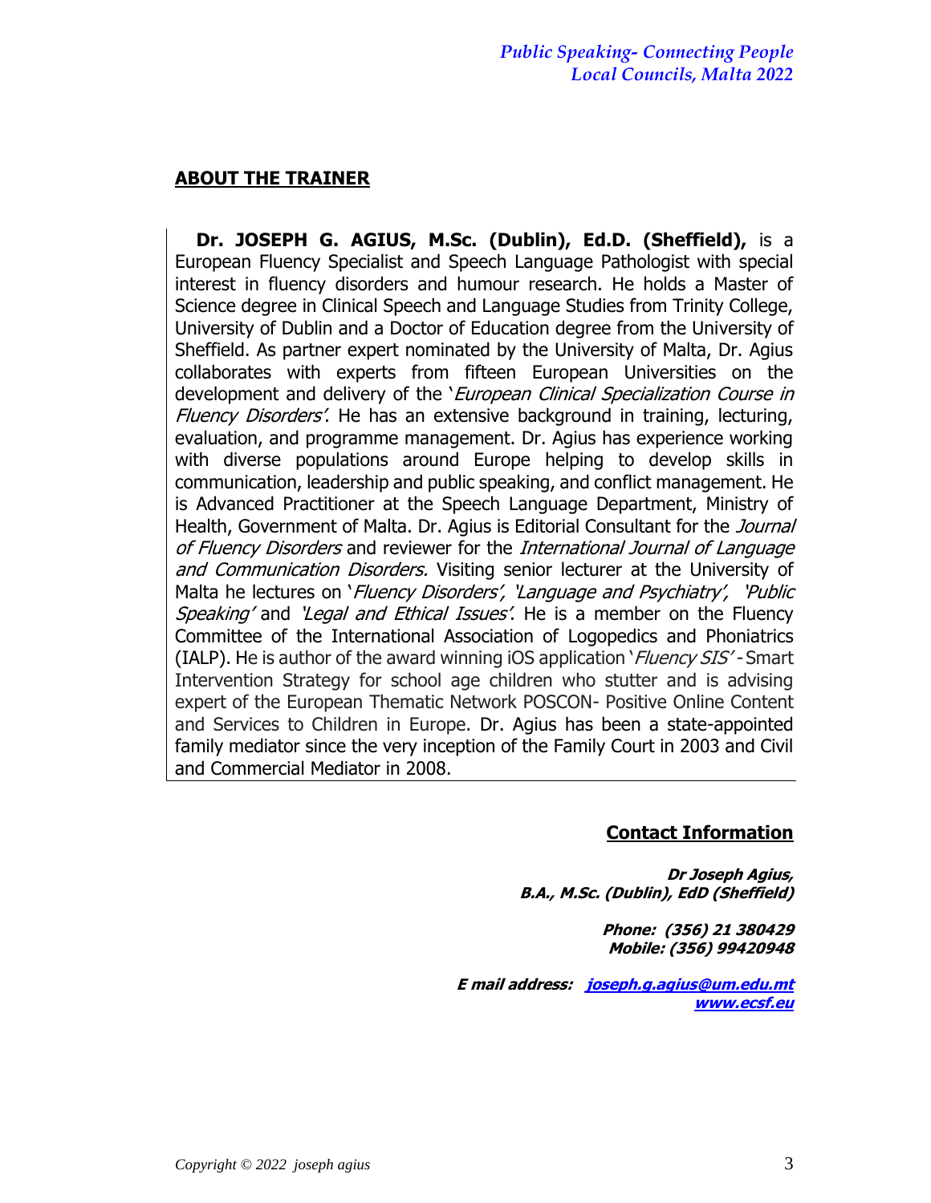## ABOUT THE TRAINER

**Dr. JOSEPH G. AGIUS, M.Sc. (Dublin), Ed.D. (Sheffield),** is a European Fluency Specialist and Speech Language Pathologist with special interest in fluency disorders and humour research. He holds a Master of Science degree in Clinical Speech and Language Studies from Trinity College, University of Dublin and a Doctor of Education degree from the University of Sheffield. As partner expert nominated by the University of Malta, Dr. Agius collaborates with experts from fifteen European Universities on the development and delivery of the '*European Clinical Specialization Course in Fluency Disorders*'. He has an extensive background in training, lecturing, evaluation, and programme management. Dr. Agius has experience working with diverse populations around Europe helping to develop skills in communication, leadership and public speaking, and conflict management. He is Advanced Practitioner at the Speech Language Department, Ministry of Health, Government of Malta. Dr. Agius is Editorial Consultant for the *Journal of Fluency Disorders* and reviewer for the *International Journal of Language and Communication Disorders.* Visiting senior lecturer at the University of Malta he lectures on '*Fluency Disorders', 'Language and Psychiatry', 'Public Speaking'* and *'Legal and Ethical Issues'*. He is a member on the Fluency Committee of the International Association of Logopedics and Phoniatrics (IALP). He is author of the award winning iOS application '*Fluency SIS'* - Smart Intervention Strategy for school age children who stutter and is advising expert of the European Thematic Network POSCON- Positive Online Content and Services to Children in Europe. Dr. Agius has been a state-appointed family mediator since the very inception of the Family Court in 2003 and Civil and Commercial Mediator in 2008.

## Contact Information

***Dr Joseph Agius,***
***B.A., M.Sc. (Dublin), EdD (Sheffield)***

***Phone: (356) 21 380429***
***Mobile: (356) 99420948***

***E mail address: joseph.g.agius@um.edu.mt***
***www.ecsf.eu***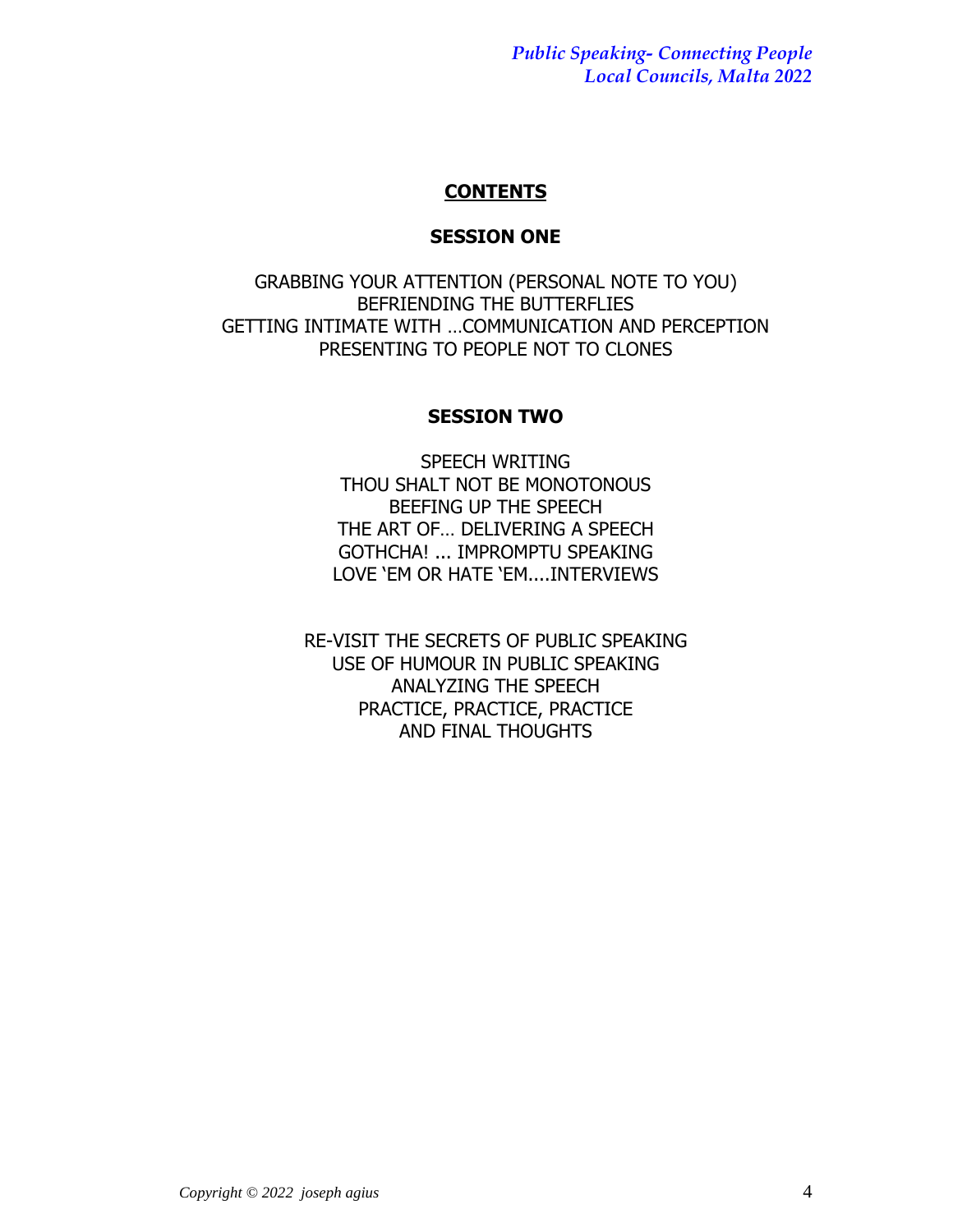# CONTENTS

## SESSION ONE

GRABBING YOUR ATTENTION (PERSONAL NOTE TO YOU)
BEFRIENDING THE BUTTERFLIES
GETTING INTIMATE WITH …COMMUNICATION AND PERCEPTION
PRESENTING TO PEOPLE NOT TO CLONES

## SESSION TWO

SPEECH WRITING
THOU SHALT NOT BE MONOTONOUS
BEEFING UP THE SPEECH
THE ART OF… DELIVERING A SPEECH
GOTHCHA! ... IMPROMPTU SPEAKING
LOVE 'EM OR HATE 'EM....INTERVIEWS

RE-VISIT THE SECRETS OF PUBLIC SPEAKING
USE OF HUMOUR IN PUBLIC SPEAKING
ANALYZING THE SPEECH
PRACTICE, PRACTICE, PRACTICE
AND FINAL THOUGHTS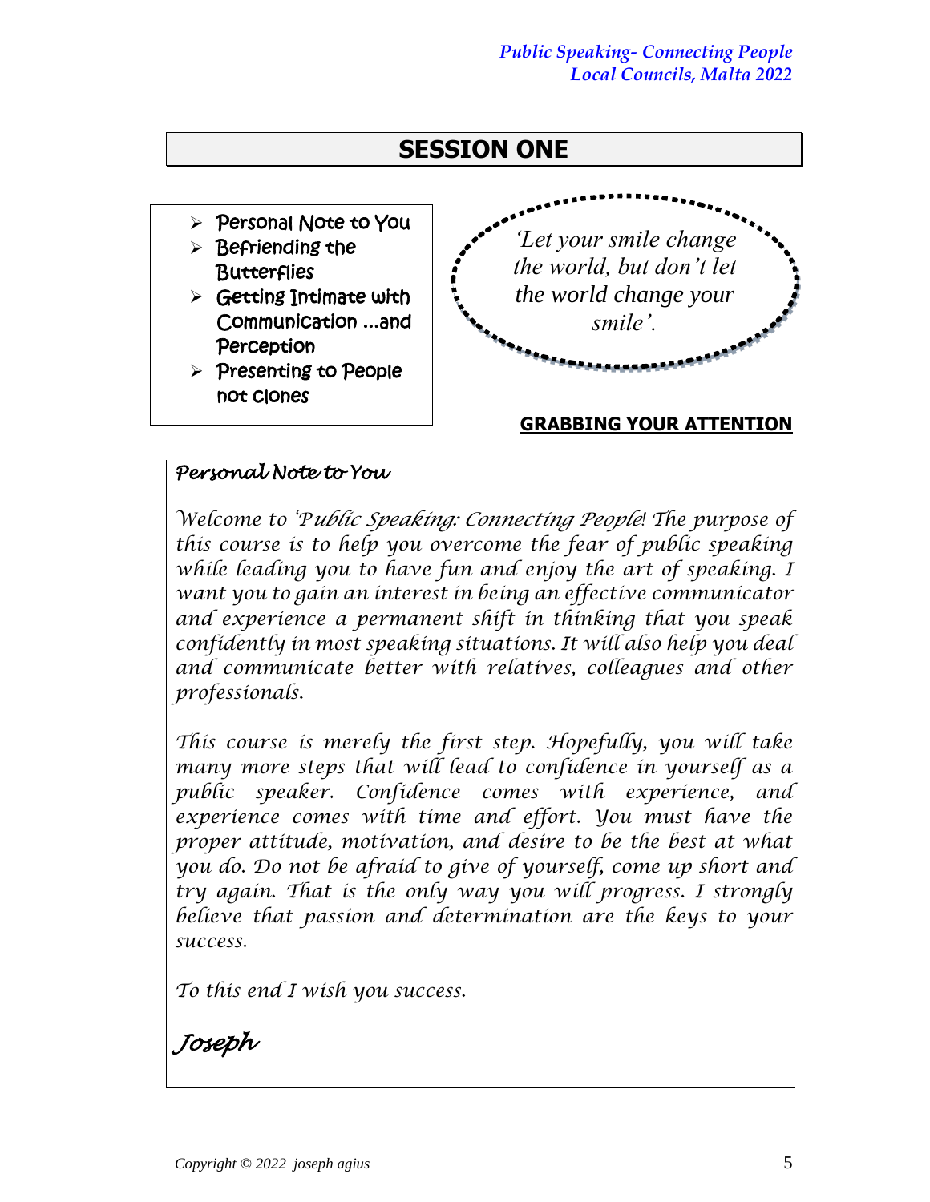# SESSION ONE

- Personal Note to You
- Befriending the Butterflies
- Getting Intimate with Communication ...and Perception
- Presenting to People not Clones

*'Let your smile change the world, but don't let the world change your smile'.*

**GRABBING YOUR ATTENTION**

## *Personal Note to You*

*Welcome to 'Public Speaking: Connecting People! The purpose of this course is to help you overcome the fear of public speaking while leading you to have fun and enjoy the art of speaking. I want you to gain an interest in being an effective communicator and experience a permanent shift in thinking that you speak confidently in most speaking situations. It will also help you deal and communicate better with relatives, colleagues and other professionals.*

*This course is merely the first step. Hopefully, you will take many more steps that will lead to confidence in yourself as a public speaker. Confidence comes with experience, and experience comes with time and effort. You must have the proper attitude, motivation, and desire to be the best at what you do. Do not be afraid to give of yourself, come up short and try again. That is the only way you will progress. I strongly believe that passion and determination are the keys to your success.*

*To this end I wish you success.*

*Joseph*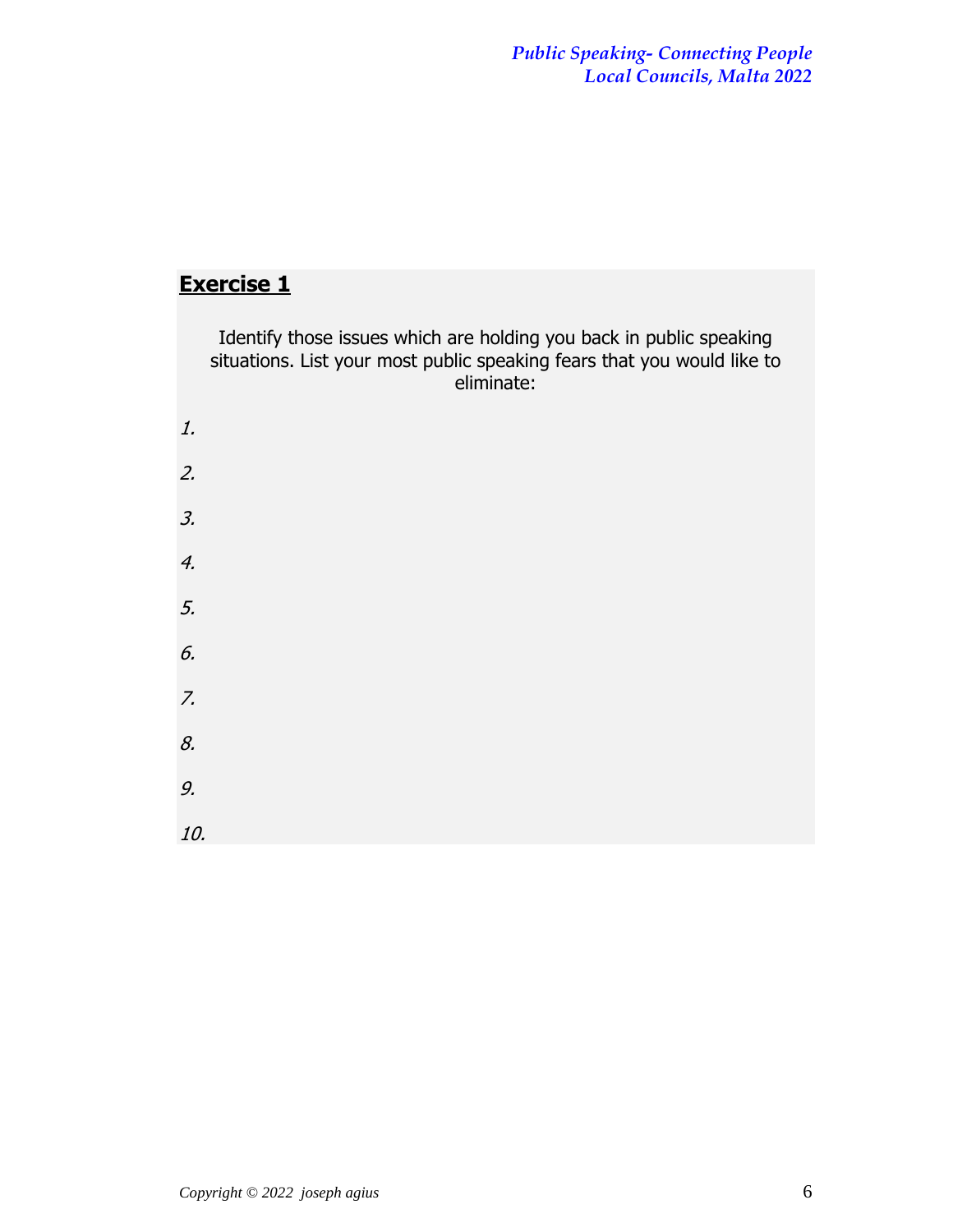## **Exercise 1**

Identify those issues which are holding you back in public speaking situations. List your most public speaking fears that you would like to eliminate:

*1.*

*2.*

*3.*

*4.*

*5.*

*6.*

*7.*

*8.*

*9.*

*10.*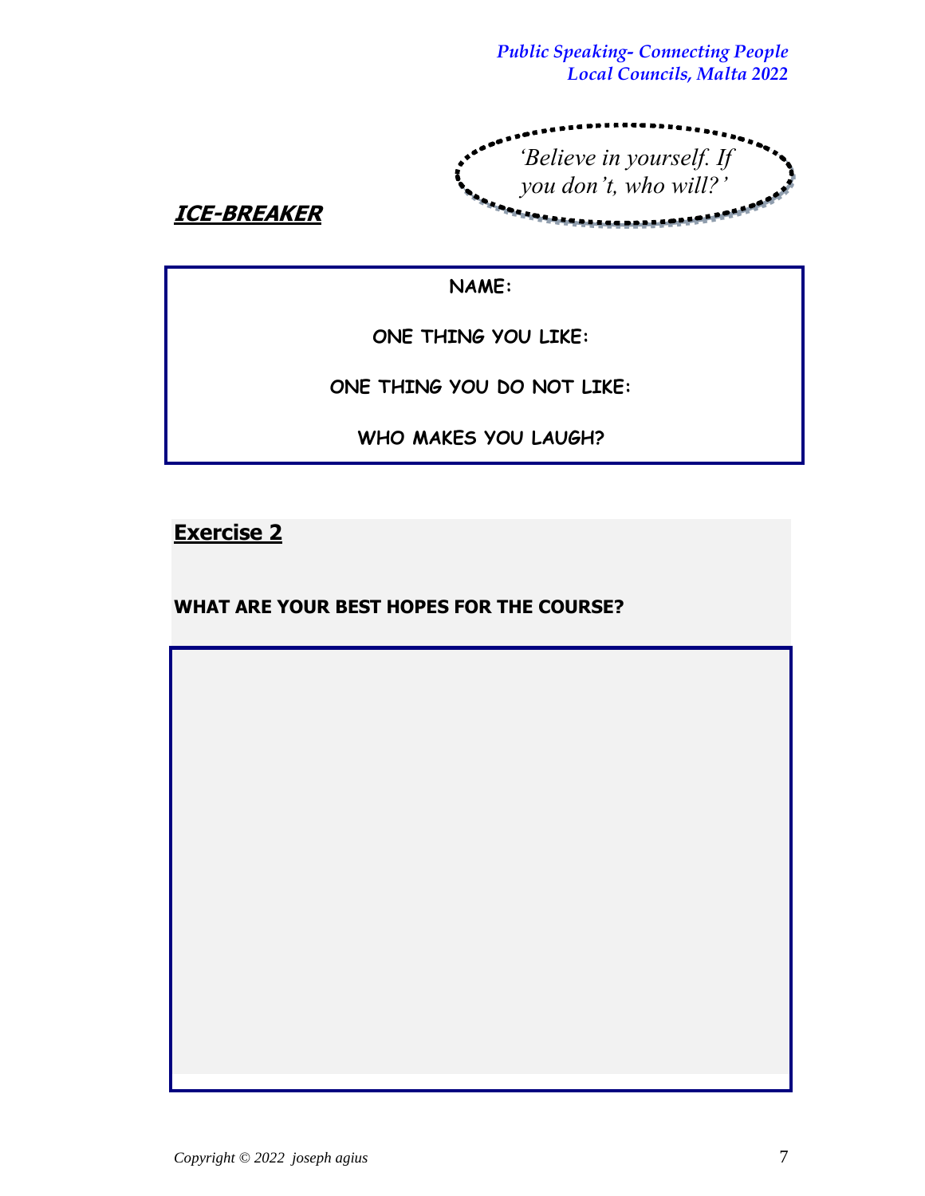*'Believe in yourself. If you don't, who will?'*

## ***ICE-BREAKER***

**NAME:**

**ONE THING YOU LIKE:**

**ONE THING YOU DO NOT LIKE:**

**WHO MAKES YOU LAUGH?**

## Exercise 2

**WHAT ARE YOUR BEST HOPES FOR THE COURSE?**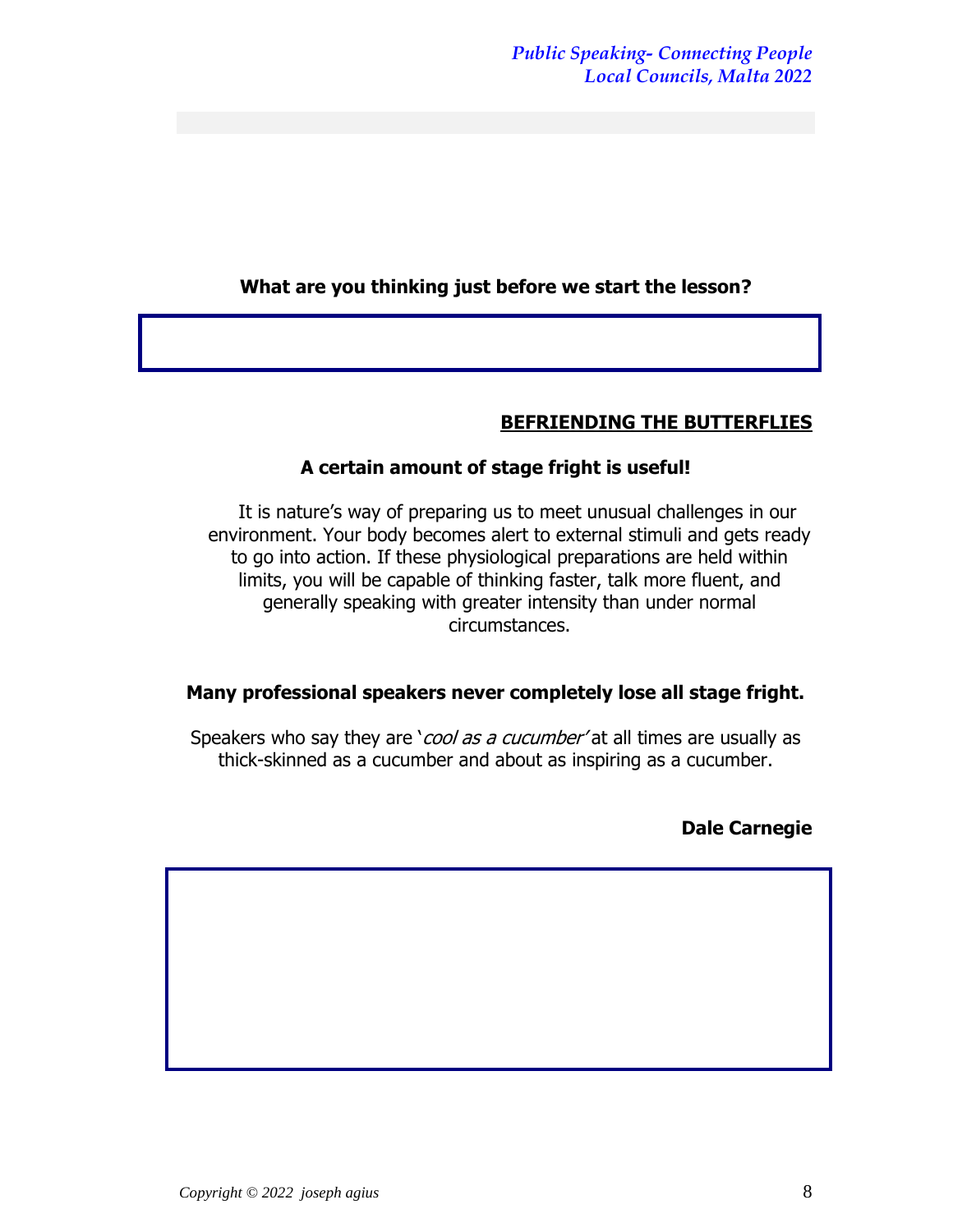**What are you thinking just before we start the lesson?**

## BEFRIENDING THE BUTTERFLIES

**A certain amount of stage fright is useful!**

It is nature's way of preparing us to meet unusual challenges in our environment. Your body becomes alert to external stimuli and gets ready to go into action. If these physiological preparations are held within limits, you will be capable of thinking faster, talk more fluent, and generally speaking with greater intensity than under normal circumstances.

**Many professional speakers never completely lose all stage fright.**

Speakers who say they are '*cool as a cucumber'* at all times are usually as thick-skinned as a cucumber and about as inspiring as a cucumber.

**Dale Carnegie**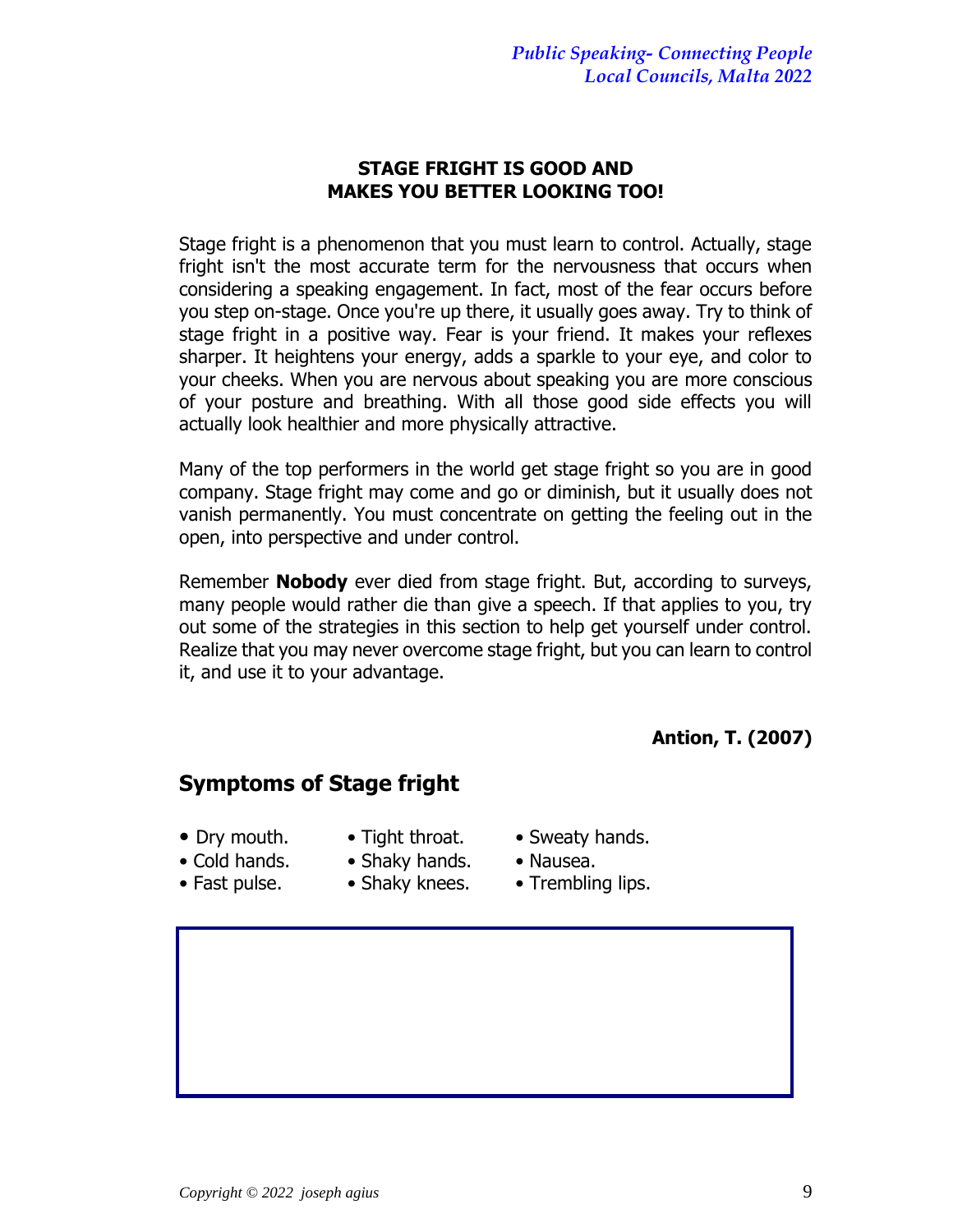## STAGE FRIGHT IS GOOD AND MAKES YOU BETTER LOOKING TOO!

Stage fright is a phenomenon that you must learn to control. Actually, stage fright isn't the most accurate term for the nervousness that occurs when considering a speaking engagement. In fact, most of the fear occurs before you step on-stage. Once you're up there, it usually goes away. Try to think of stage fright in a positive way. Fear is your friend. It makes your reflexes sharper. It heightens your energy, adds a sparkle to your eye, and color to your cheeks. When you are nervous about speaking you are more conscious of your posture and breathing. With all those good side effects you will actually look healthier and more physically attractive.

Many of the top performers in the world get stage fright so you are in good company. Stage fright may come and go or diminish, but it usually does not vanish permanently. You must concentrate on getting the feeling out in the open, into perspective and under control.

Remember **Nobody** ever died from stage fright. But, according to surveys, many people would rather die than give a speech. If that applies to you, try out some of the strategies in this section to help get yourself under control. Realize that you may never overcome stage fright, but you can learn to control it, and use it to your advantage.

**Antion, T. (2007)**

## Symptoms of Stage fright

- Dry mouth.
- Cold hands.
- Fast pulse.
- Tight throat.
- Shaky hands.
- Shaky knees.
- Sweaty hands.
- Nausea.
- Trembling lips.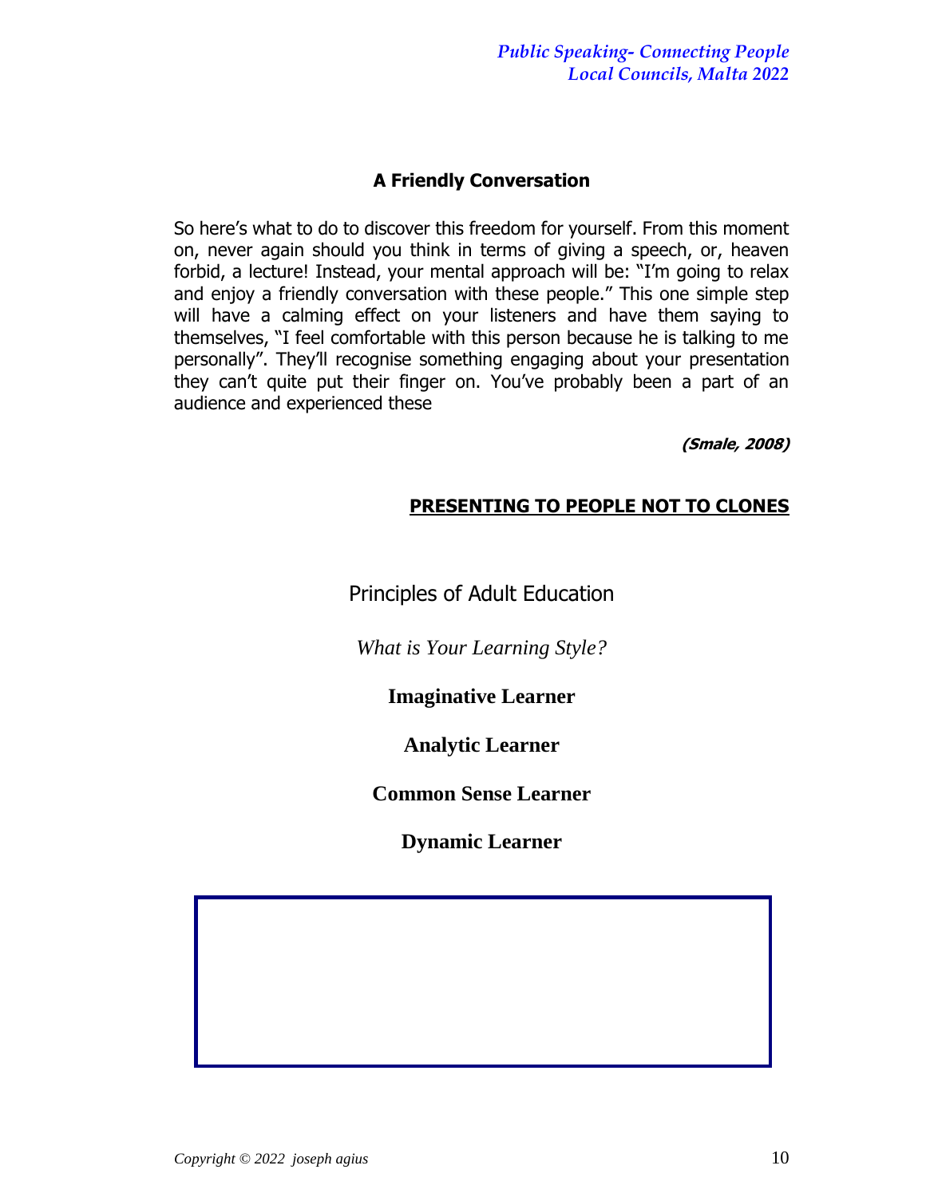### A Friendly Conversation

So here's what to do to discover this freedom for yourself. From this moment on, never again should you think in terms of giving a speech, or, heaven forbid, a lecture! Instead, your mental approach will be: "I'm going to relax and enjoy a friendly conversation with these people." This one simple step will have a calming effect on your listeners and have them saying to themselves, "I feel comfortable with this person because he is talking to me personally". They'll recognise something engaging about your presentation they can't quite put their finger on. You've probably been a part of an audience and experienced these

***(Smale, 2008)***

## PRESENTING TO PEOPLE NOT TO CLONES

Principles of Adult Education

*What is Your Learning Style?*

**Imaginative Learner**

**Analytic Learner**

**Common Sense Learner**

**Dynamic Learner**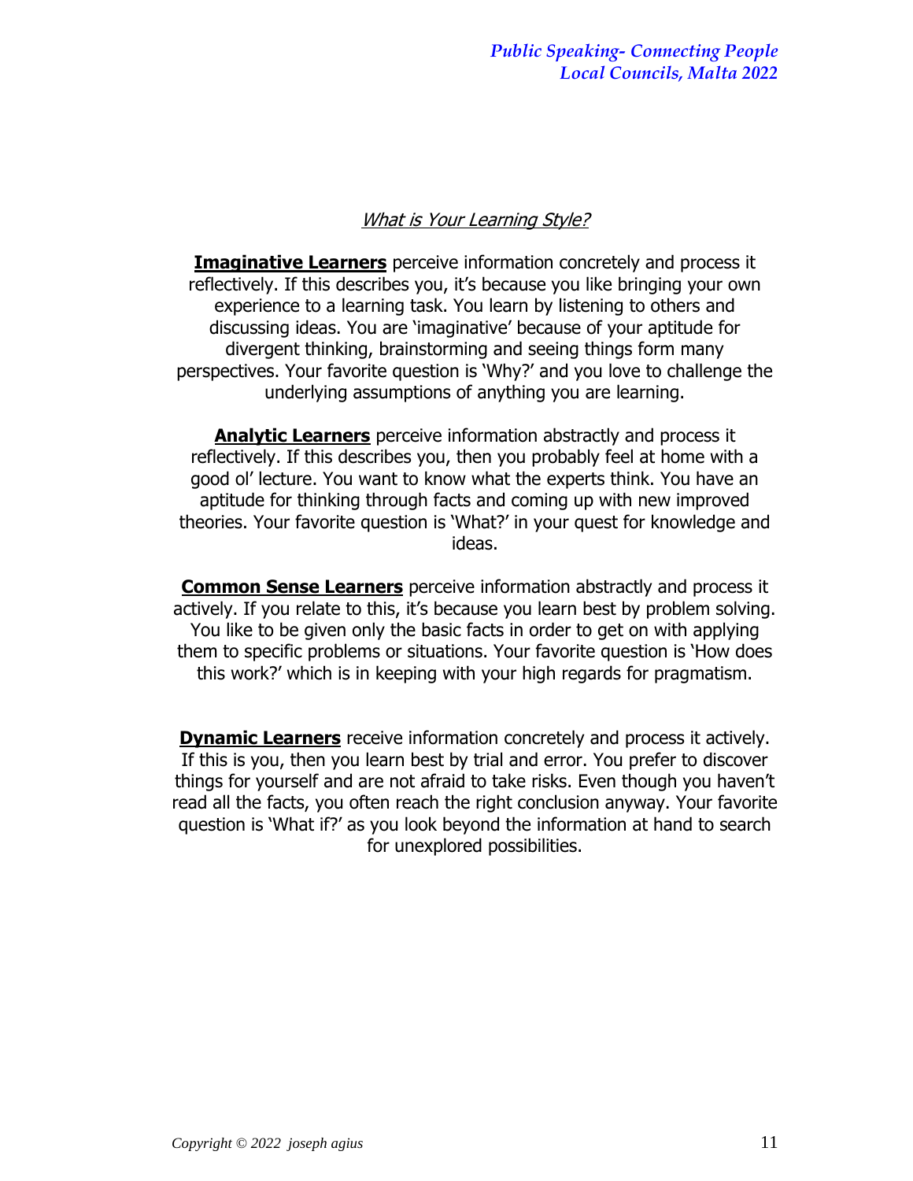## *What is Your Learning Style?*

**Imaginative Learners** perceive information concretely and process it reflectively. If this describes you, it's because you like bringing your own experience to a learning task. You learn by listening to others and discussing ideas. You are 'imaginative' because of your aptitude for divergent thinking, brainstorming and seeing things form many perspectives. Your favorite question is 'Why?' and you love to challenge the underlying assumptions of anything you are learning.

**Analytic Learners** perceive information abstractly and process it reflectively. If this describes you, then you probably feel at home with a good ol' lecture. You want to know what the experts think. You have an aptitude for thinking through facts and coming up with new improved theories. Your favorite question is 'What?' in your quest for knowledge and ideas.

**Common Sense Learners** perceive information abstractly and process it actively. If you relate to this, it's because you learn best by problem solving. You like to be given only the basic facts in order to get on with applying them to specific problems or situations. Your favorite question is 'How does this work?' which is in keeping with your high regards for pragmatism.

**Dynamic Learners** receive information concretely and process it actively. If this is you, then you learn best by trial and error. You prefer to discover things for yourself and are not afraid to take risks. Even though you haven't read all the facts, you often reach the right conclusion anyway. Your favorite question is 'What if?' as you look beyond the information at hand to search for unexplored possibilities.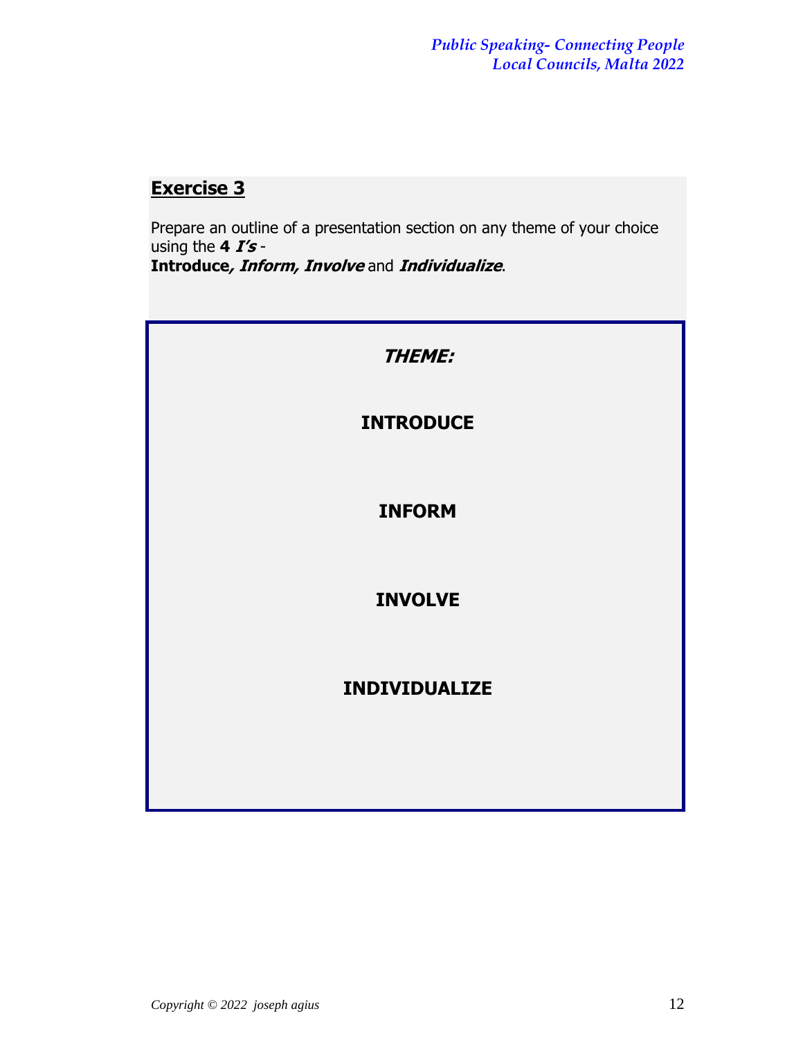## Exercise 3

Prepare an outline of a presentation section on any theme of your choice using the **4 *I's*** -
**Introduce*, Inform, Involve*** and ***Individualize***.

***THEME:***

**INTRODUCE**

**INFORM**

**INVOLVE**

**INDIVIDUALIZE**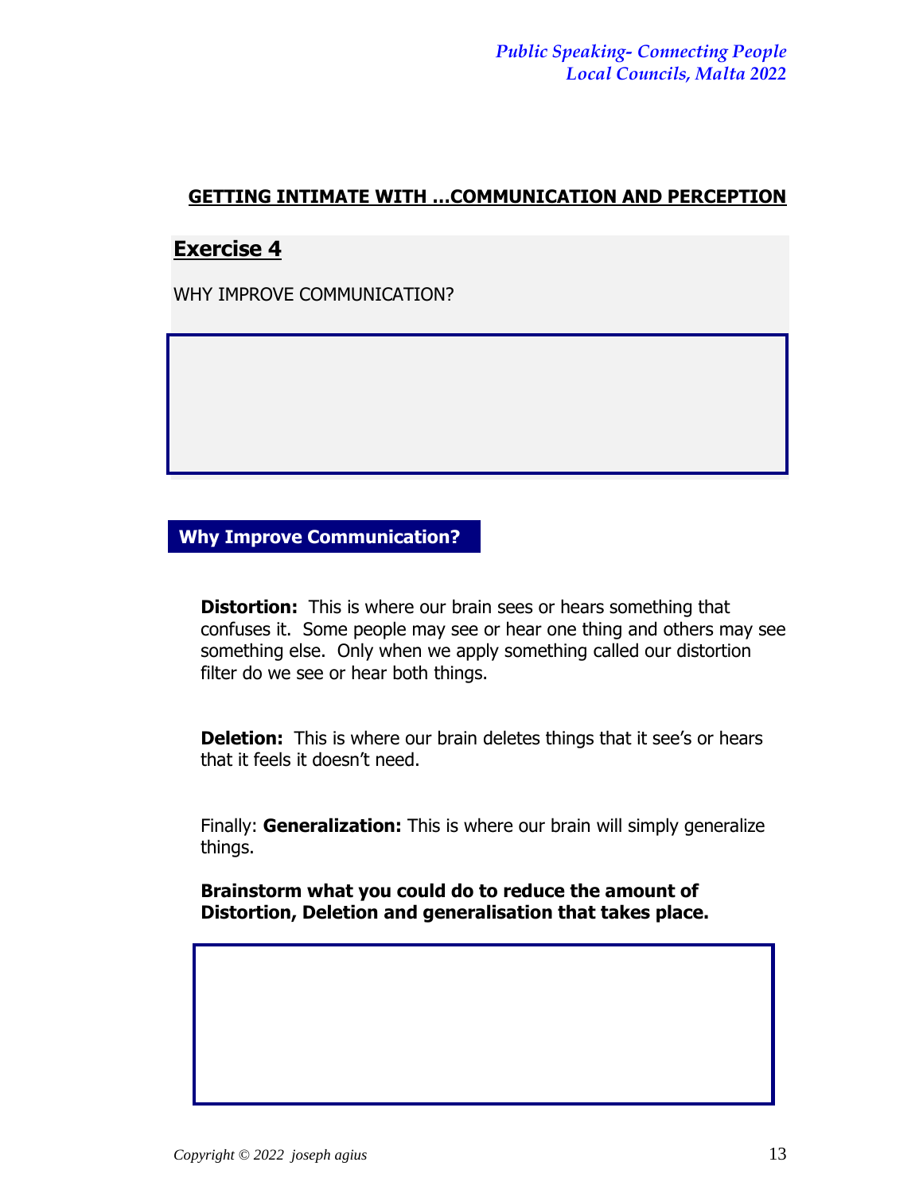## GETTING INTIMATE WITH …COMMUNICATION AND PERCEPTION

### Exercise 4

WHY IMPROVE COMMUNICATION?

### Why Improve Communication?

**Distortion:** This is where our brain sees or hears something that confuses it. Some people may see or hear one thing and others may see something else. Only when we apply something called our distortion filter do we see or hear both things.

**Deletion:** This is where our brain deletes things that it see's or hears that it feels it doesn't need.

Finally: **Generalization:** This is where our brain will simply generalize things.

**Brainstorm what you could do to reduce the amount of Distortion, Deletion and generalisation that takes place.**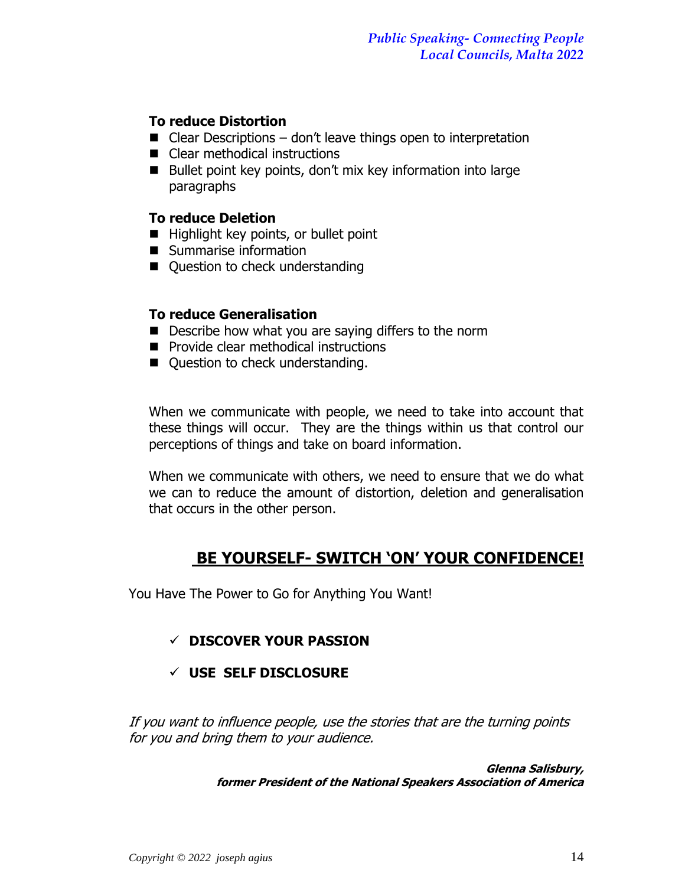**To reduce Distortion**

- Clear Descriptions – don't leave things open to interpretation
- Clear methodical instructions
- Bullet point key points, don't mix key information into large paragraphs

**To reduce Deletion**

- Highlight key points, or bullet point
- Summarise information
- Question to check understanding

**To reduce Generalisation**

- Describe how what you are saying differs to the norm
- Provide clear methodical instructions
- Question to check understanding.

When we communicate with people, we need to take into account that these things will occur. They are the things within us that control our perceptions of things and take on board information.

When we communicate with others, we need to ensure that we do what we can to reduce the amount of distortion, deletion and generalisation that occurs in the other person.

## BE YOURSELF- SWITCH 'ON' YOUR CONFIDENCE!

You Have The Power to Go for Anything You Want!

- ✓ **DISCOVER YOUR PASSION**
- ✓ **USE SELF DISCLOSURE**

*If you want to influence people, use the stories that are the turning points for you and bring them to your audience.*

***Glenna Salisbury,***
***former President of the National Speakers Association of America***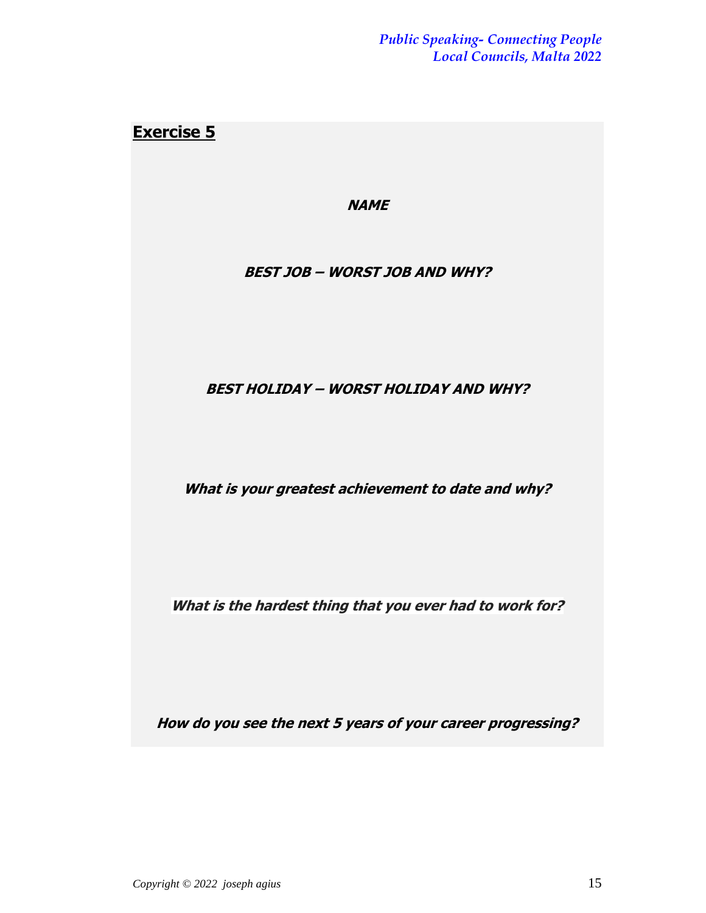## Exercise 5

***NAME***

***BEST JOB – WORST JOB AND WHY?***

***BEST HOLIDAY – WORST HOLIDAY AND WHY?***

***What is your greatest achievement to date and why?***

***What is the hardest thing that you ever had to work for?***

***How do you see the next 5 years of your career progressing?***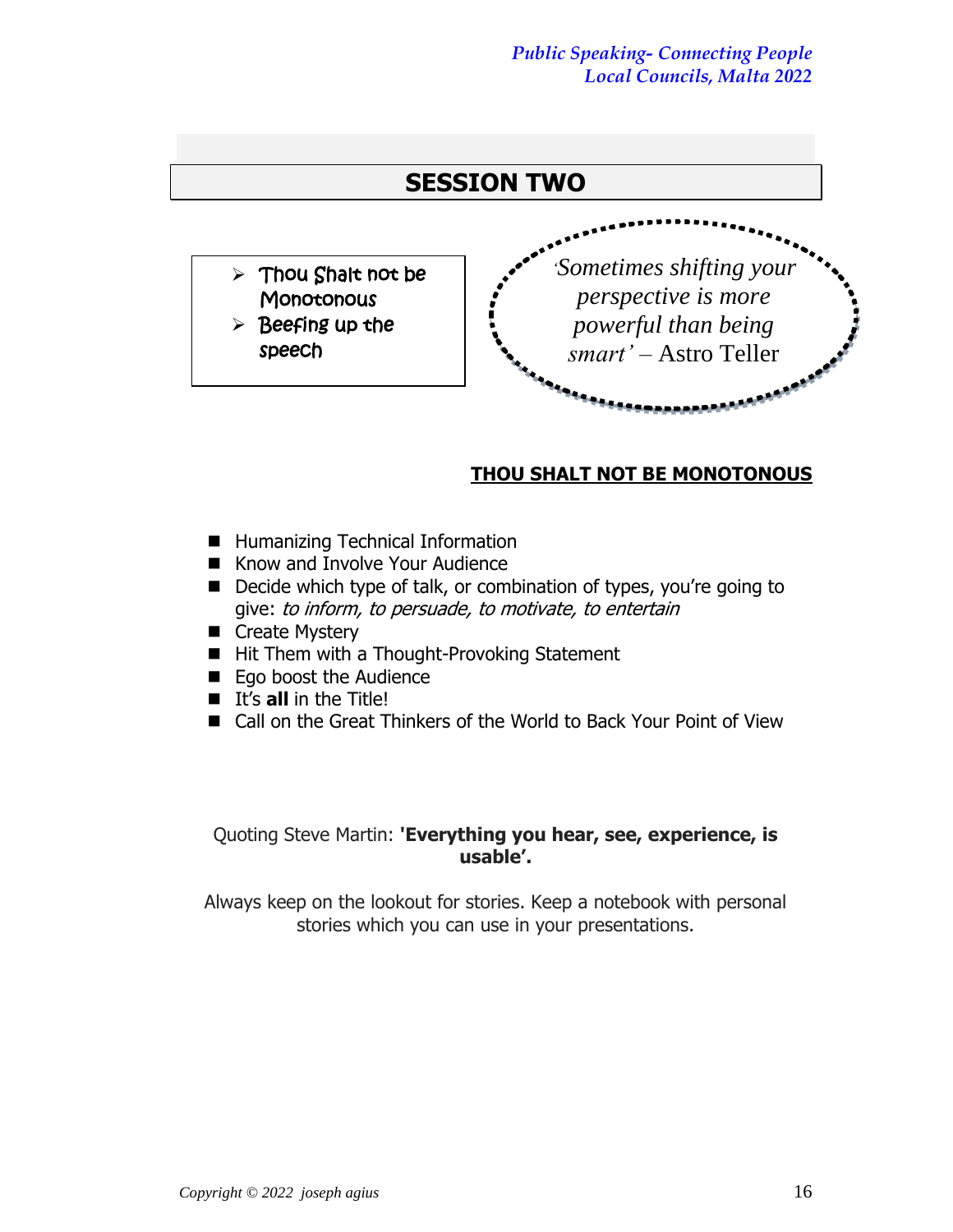# SESSION TWO

- Thou Shalt not be Monotonous
- Beefing up the speech

*'Sometimes shifting your perspective is more powerful than being smart'* – Astro Teller

## THOU SHALT NOT BE MONOTONOUS

- Humanizing Technical Information
- Know and Involve Your Audience
- Decide which type of talk, or combination of types, you're going to give: *to inform, to persuade, to motivate, to entertain*
- Create Mystery
- Hit Them with a Thought-Provoking Statement
- Ego boost the Audience
- It's **all** in the Title!
- Call on the Great Thinkers of the World to Back Your Point of View

Quoting Steve Martin: **'Everything you hear, see, experience, is usable'.**

Always keep on the lookout for stories. Keep a notebook with personal stories which you can use in your presentations.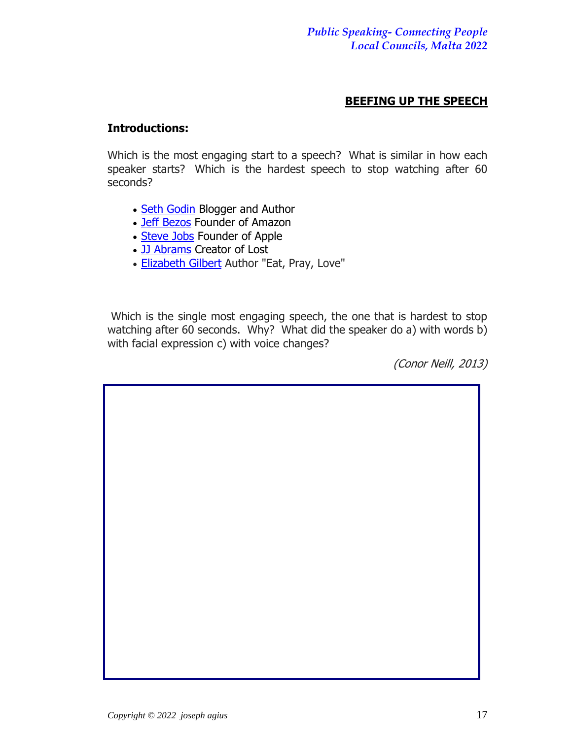## BEEFING UP THE SPEECH

**Introductions:**

Which is the most engaging start to a speech? What is similar in how each speaker starts? Which is the hardest speech to stop watching after 60 seconds?

- Seth Godin Blogger and Author
- Jeff Bezos Founder of Amazon
- Steve Jobs Founder of Apple
- JJ Abrams Creator of Lost
- Elizabeth Gilbert Author "Eat, Pray, Love"

Which is the single most engaging speech, the one that is hardest to stop watching after 60 seconds. Why? What did the speaker do a) with words b) with facial expression c) with voice changes?

*(Conor Neill, 2013)*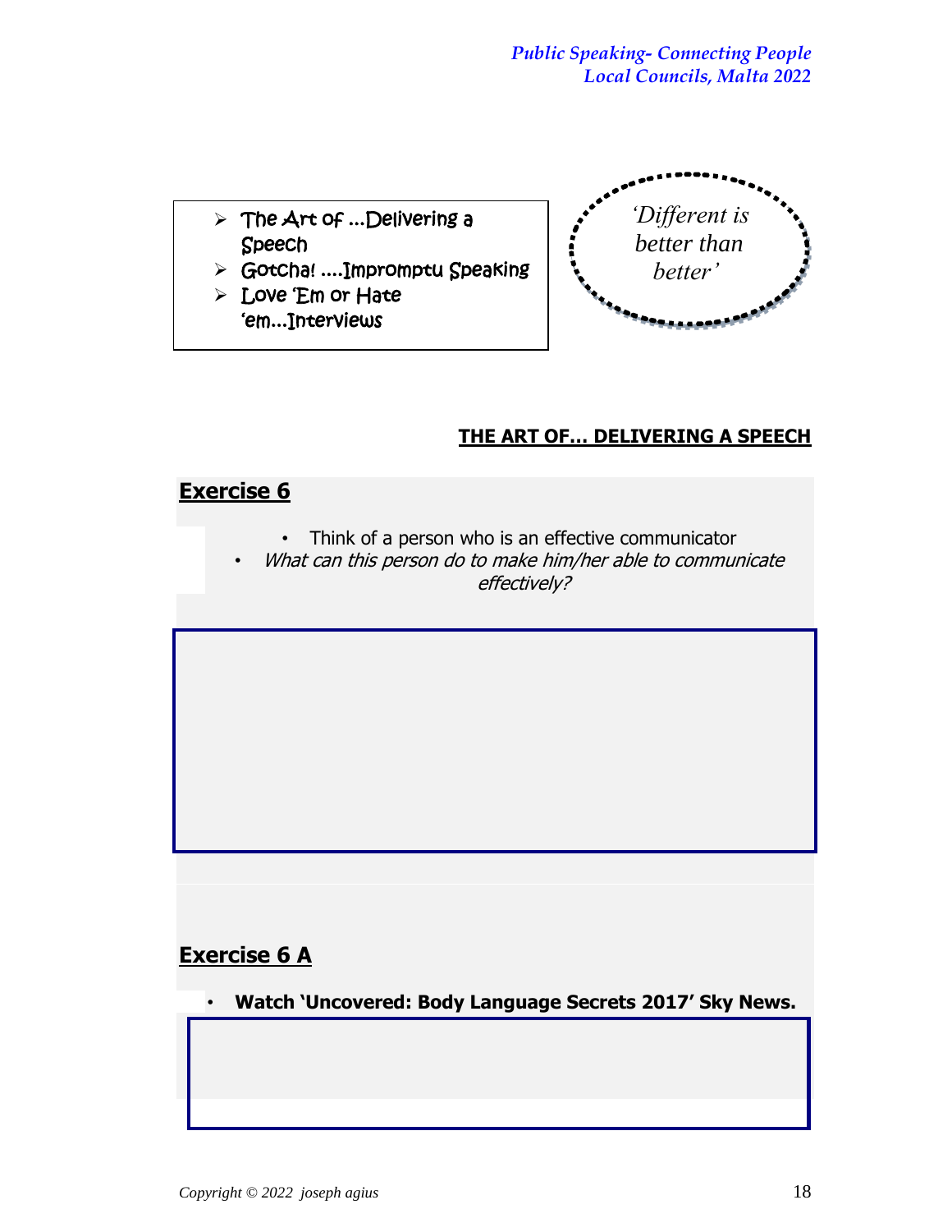- The Art of ...Delivering a Speech
- Gotcha! ....Impromptu Speaking
- Love 'Em or Hate 'em...Interviews

*'Different is better than better'*

## THE ART OF... DELIVERING A SPEECH

## Exercise 6

- Think of a person who is an effective communicator
- *What can this person do to make him/her able to communicate effectively?*

## Exercise 6 A

- **Watch 'Uncovered: Body Language Secrets 2017' Sky News.**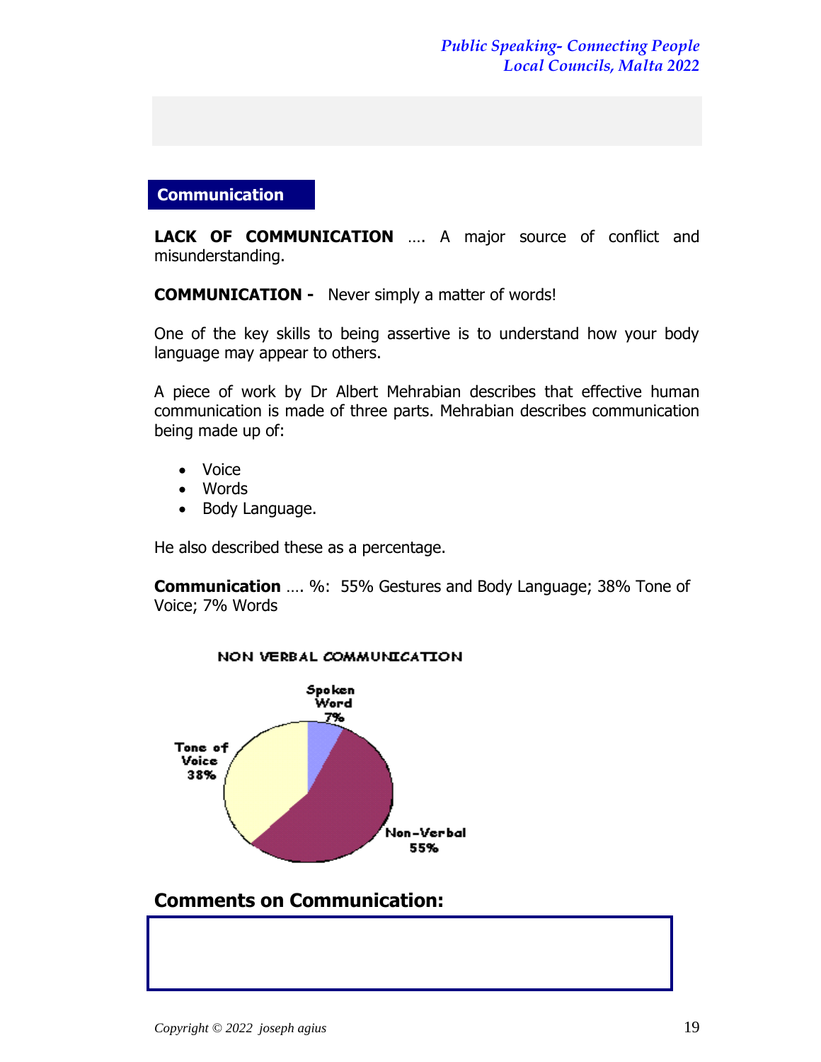## Communication

**LACK OF COMMUNICATION** …. A major source of conflict and misunderstanding.

**COMMUNICATION -** Never simply a matter of words!

One of the key skills to being assertive is to understand how your body language may appear to others.

A piece of work by Dr Albert Mehrabian describes that effective human communication is made of three parts. Mehrabian describes communication being made up of:

- Voice
- Words
- Body Language.

He also described these as a percentage.

**Communication** …. %: 55% Gestures and Body Language; 38% Tone of Voice; 7% Words

NON VERBAL COMMUNICATION

Spoken Word 7%

Tone of Voice 38%

Non-Verbal 55%

## Comments on Communication: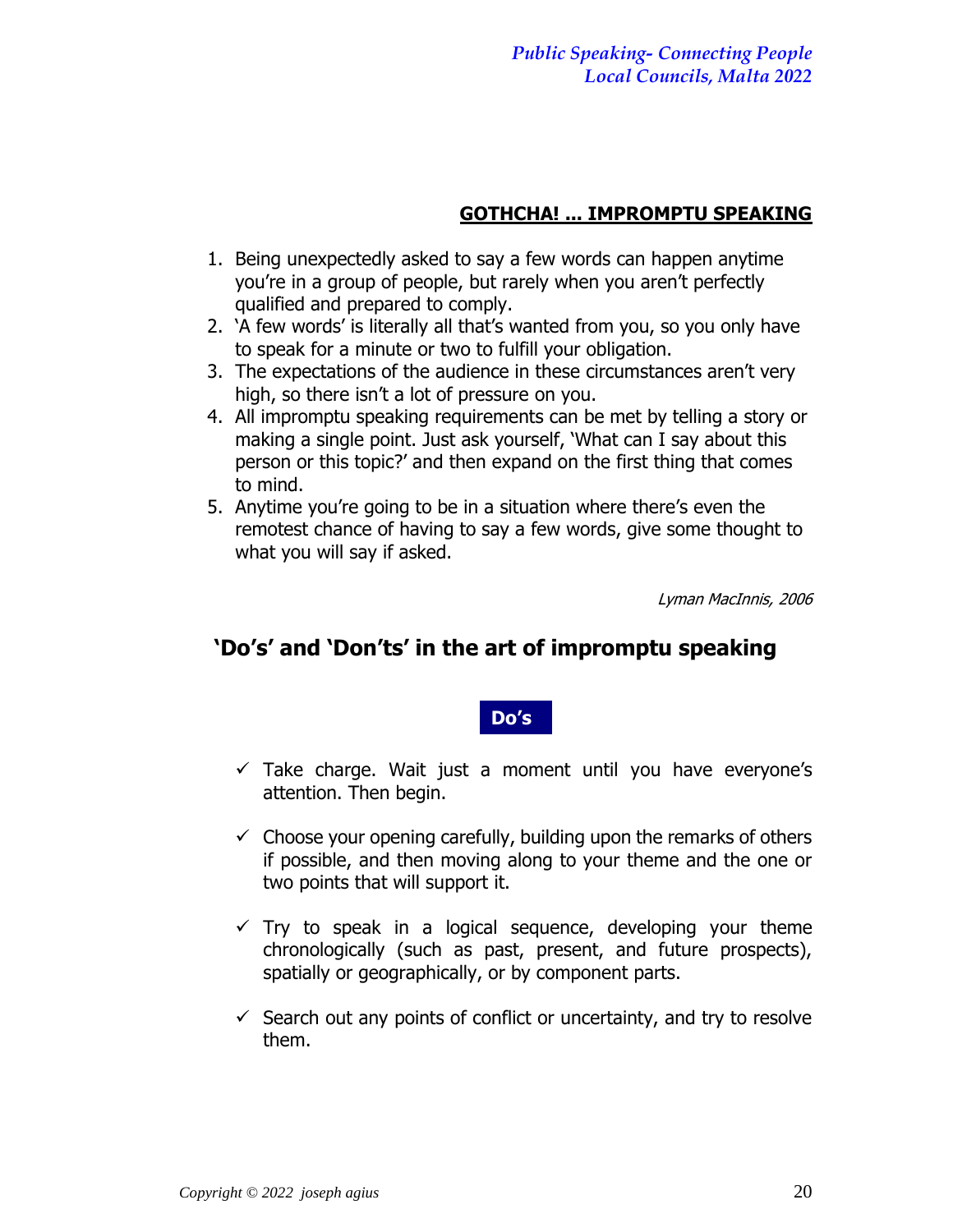## GOTHCHA! ... IMPROMPTU SPEAKING

1. Being unexpectedly asked to say a few words can happen anytime you're in a group of people, but rarely when you aren't perfectly qualified and prepared to comply.
2. 'A few words' is literally all that's wanted from you, so you only have to speak for a minute or two to fulfill your obligation.
3. The expectations of the audience in these circumstances aren't very high, so there isn't a lot of pressure on you.
4. All impromptu speaking requirements can be met by telling a story or making a single point. Just ask yourself, 'What can I say about this person or this topic?' and then expand on the first thing that comes to mind.
5. Anytime you're going to be in a situation where there's even the remotest chance of having to say a few words, give some thought to what you will say if asked.

*Lyman MacInnis, 2006*

## 'Do's' and 'Don'ts' in the art of impromptu speaking

### Do's

- ✓ Take charge. Wait just a moment until you have everyone's attention. Then begin.
- ✓ Choose your opening carefully, building upon the remarks of others if possible, and then moving along to your theme and the one or two points that will support it.
- ✓ Try to speak in a logical sequence, developing your theme chronologically (such as past, present, and future prospects), spatially or geographically, or by component parts.
- ✓ Search out any points of conflict or uncertainty, and try to resolve them.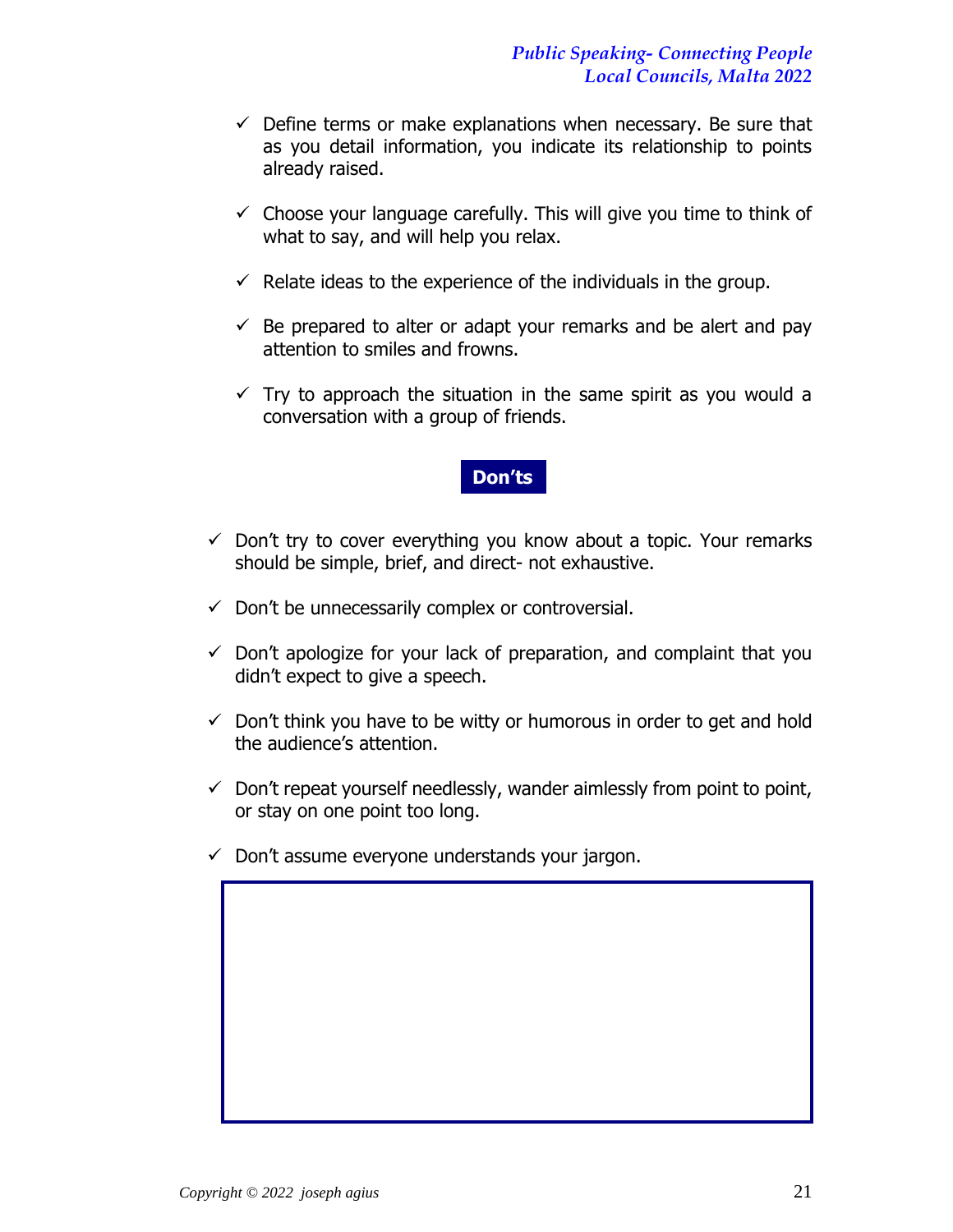- ✓ Define terms or make explanations when necessary. Be sure that as you detail information, you indicate its relationship to points already raised.

- ✓ Choose your language carefully. This will give you time to think of what to say, and will help you relax.

- ✓ Relate ideas to the experience of the individuals in the group.

- ✓ Be prepared to alter or adapt your remarks and be alert and pay attention to smiles and frowns.

- ✓ Try to approach the situation in the same spirit as you would a conversation with a group of friends.

## Don'ts

- ✓ Don't try to cover everything you know about a topic. Your remarks should be simple, brief, and direct- not exhaustive.

- ✓ Don't be unnecessarily complex or controversial.

- ✓ Don't apologize for your lack of preparation, and complaint that you didn't expect to give a speech.

- ✓ Don't think you have to be witty or humorous in order to get and hold the audience's attention.

- ✓ Don't repeat yourself needlessly, wander aimlessly from point to point, or stay on one point too long.

- ✓ Don't assume everyone understands your jargon.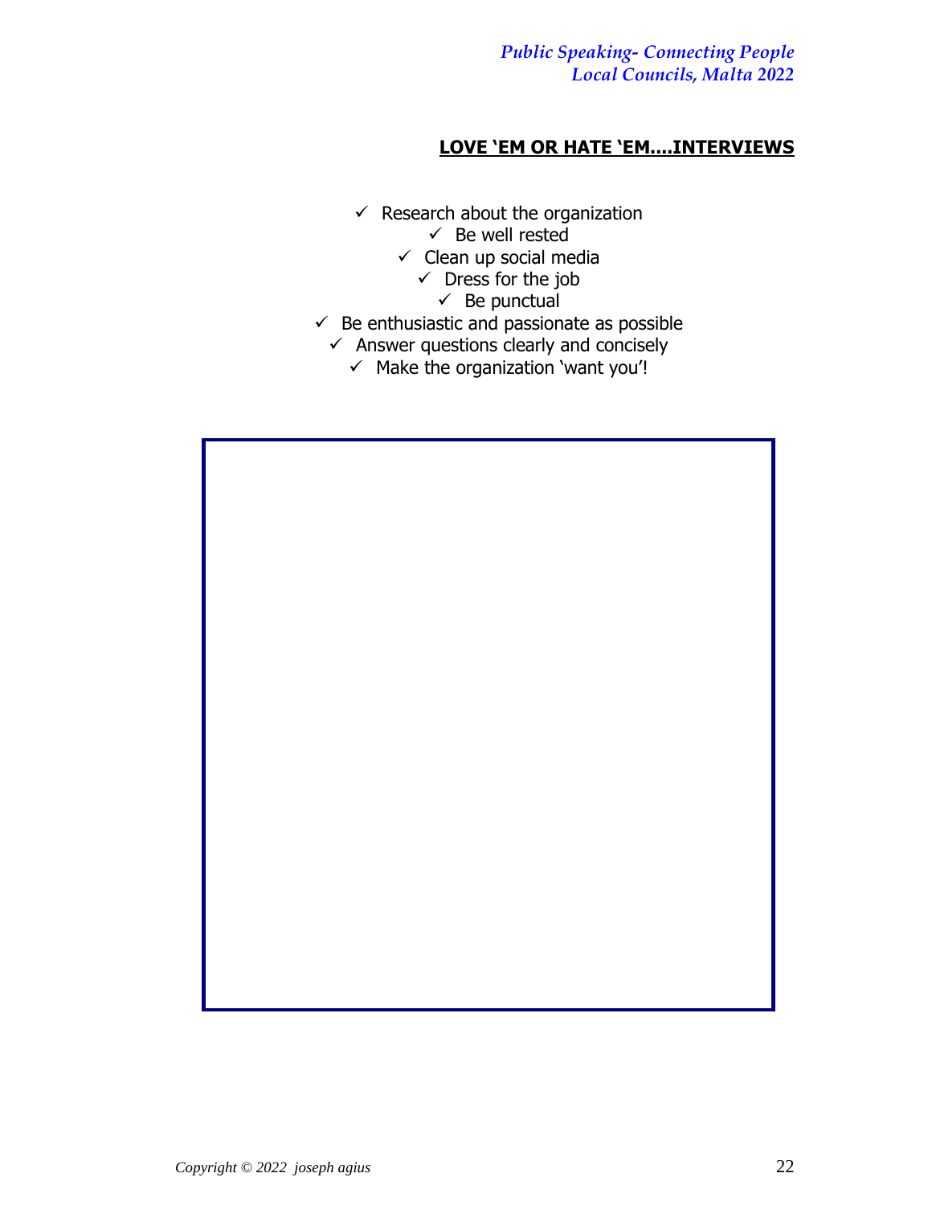## LOVE 'EM OR HATE 'EM....INTERVIEWS

- ✓ Research about the organization
- ✓ Be well rested
- ✓ Clean up social media
- ✓ Dress for the job
- ✓ Be punctual
- ✓ Be enthusiastic and passionate as possible
- ✓ Answer questions clearly and concisely
- ✓ Make the organization 'want you'!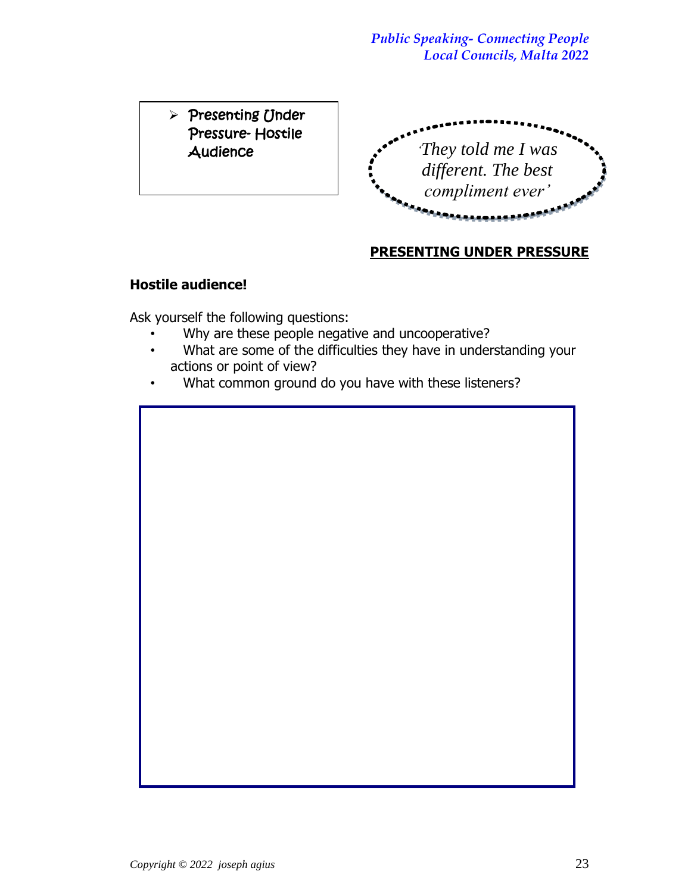- Presenting Under Pressure- Hostile Audience

*'They told me I was different. The best compliment ever'*

## PRESENTING UNDER PRESSURE

**Hostile audience!**

Ask yourself the following questions:

- Why are these people negative and uncooperative?
- What are some of the difficulties they have in understanding your actions or point of view?
- What common ground do you have with these listeners?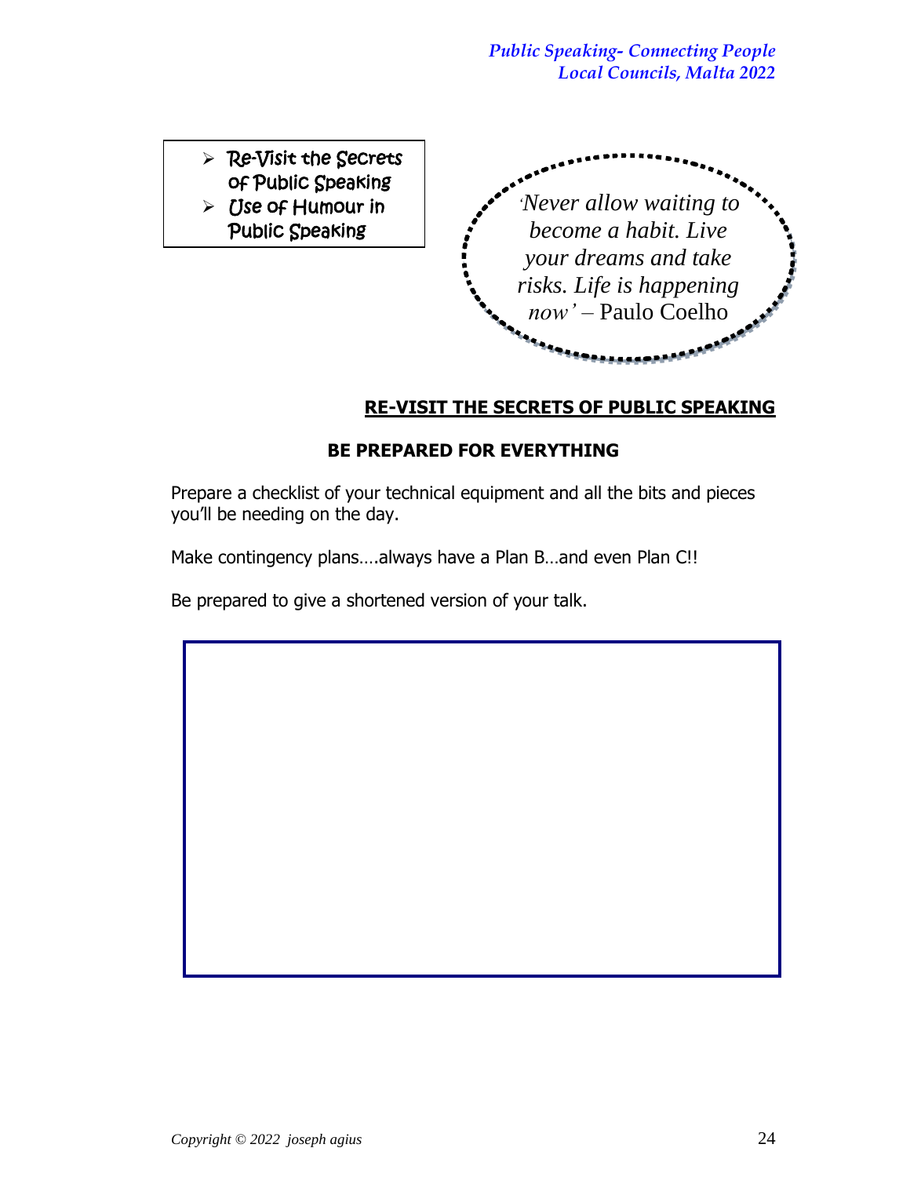- Re-Visit the Secrets of Public Speaking
- Use of Humour in Public Speaking

*'Never allow waiting to become a habit. Live your dreams and take risks. Life is happening now'* – Paulo Coelho

## RE-VISIT THE SECRETS OF PUBLIC SPEAKING

### BE PREPARED FOR EVERYTHING

Prepare a checklist of your technical equipment and all the bits and pieces you'll be needing on the day.

Make contingency plans….always have a Plan B…and even Plan C!!

Be prepared to give a shortened version of your talk.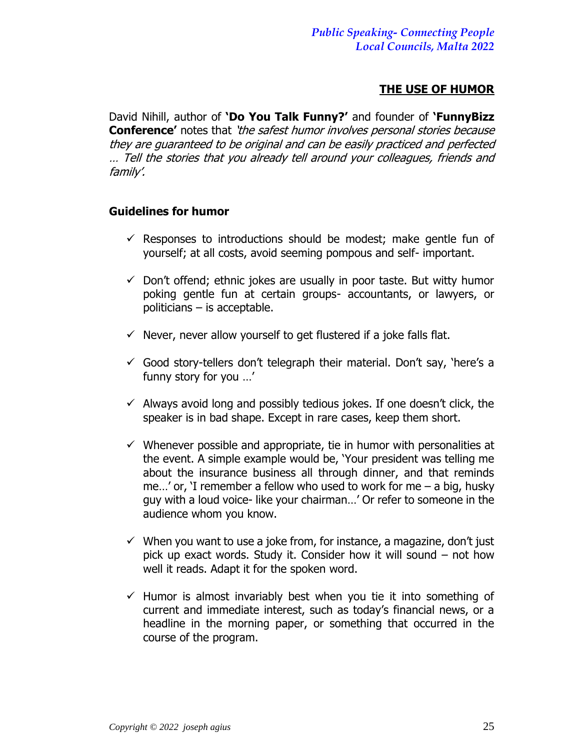## THE USE OF HUMOR

David Nihill, author of **'Do You Talk Funny?'** and founder of **'FunnyBizz Conference'** notes that *'the safest humor involves personal stories because they are guaranteed to be original and can be easily practiced and perfected … Tell the stories that you already tell around your colleagues, friends and family'.*

### Guidelines for humor

- ✓ Responses to introductions should be modest; make gentle fun of yourself; at all costs, avoid seeming pompous and self- important.
- ✓ Don't offend; ethnic jokes are usually in poor taste. But witty humor poking gentle fun at certain groups- accountants, or lawyers, or politicians – is acceptable.
- ✓ Never, never allow yourself to get flustered if a joke falls flat.
- ✓ Good story-tellers don't telegraph their material. Don't say, 'here's a funny story for you …'
- ✓ Always avoid long and possibly tedious jokes. If one doesn't click, the speaker is in bad shape. Except in rare cases, keep them short.
- ✓ Whenever possible and appropriate, tie in humor with personalities at the event. A simple example would be, 'Your president was telling me about the insurance business all through dinner, and that reminds me…' or, 'I remember a fellow who used to work for me – a big, husky guy with a loud voice- like your chairman…' Or refer to someone in the audience whom you know.
- ✓ When you want to use a joke from, for instance, a magazine, don't just pick up exact words. Study it. Consider how it will sound – not how well it reads. Adapt it for the spoken word.
- ✓ Humor is almost invariably best when you tie it into something of current and immediate interest, such as today's financial news, or a headline in the morning paper, or something that occurred in the course of the program.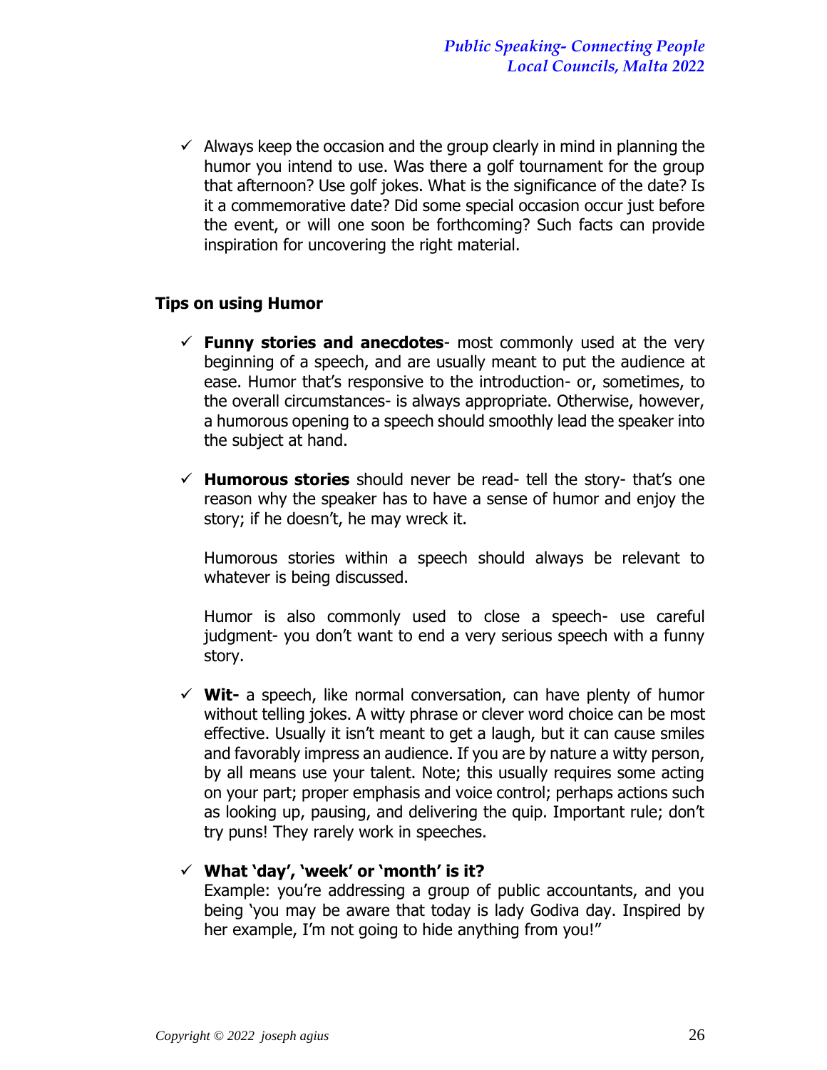- ✓ Always keep the occasion and the group clearly in mind in planning the humor you intend to use. Was there a golf tournament for the group that afternoon? Use golf jokes. What is the significance of the date? Is it a commemorative date? Did some special occasion occur just before the event, or will one soon be forthcoming? Such facts can provide inspiration for uncovering the right material.

**Tips on using Humor**

- ✓ **Funny stories and anecdotes**- most commonly used at the very beginning of a speech, and are usually meant to put the audience at ease. Humor that's responsive to the introduction- or, sometimes, to the overall circumstances- is always appropriate. Otherwise, however, a humorous opening to a speech should smoothly lead the speaker into the subject at hand.

- ✓ **Humorous stories** should never be read- tell the story- that's one reason why the speaker has to have a sense of humor and enjoy the story; if he doesn't, he may wreck it.

  Humorous stories within a speech should always be relevant to whatever is being discussed.

  Humor is also commonly used to close a speech- use careful judgment- you don't want to end a very serious speech with a funny story.

- ✓ **Wit-** a speech, like normal conversation, can have plenty of humor without telling jokes. A witty phrase or clever word choice can be most effective. Usually it isn't meant to get a laugh, but it can cause smiles and favorably impress an audience. If you are by nature a witty person, by all means use your talent. Note; this usually requires some acting on your part; proper emphasis and voice control; perhaps actions such as looking up, pausing, and delivering the quip. Important rule; don't try puns! They rarely work in speeches.

- ✓ **What 'day', 'week' or 'month' is it?**
  Example: you're addressing a group of public accountants, and you being 'you may be aware that today is lady Godiva day. Inspired by her example, I'm not going to hide anything from you!"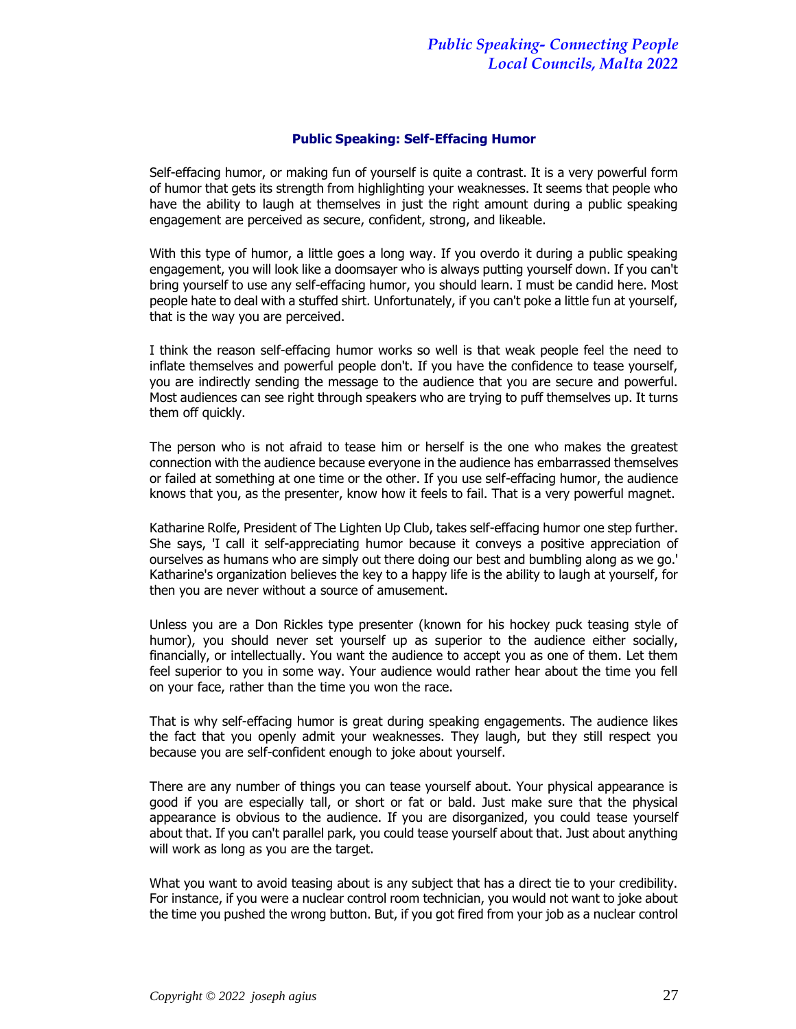## Public Speaking: Self-Effacing Humor

Self-effacing humor, or making fun of yourself is quite a contrast. It is a very powerful form of humor that gets its strength from highlighting your weaknesses. It seems that people who have the ability to laugh at themselves in just the right amount during a public speaking engagement are perceived as secure, confident, strong, and likeable.

With this type of humor, a little goes a long way. If you overdo it during a public speaking engagement, you will look like a doomsayer who is always putting yourself down. If you can't bring yourself to use any self-effacing humor, you should learn. I must be candid here. Most people hate to deal with a stuffed shirt. Unfortunately, if you can't poke a little fun at yourself, that is the way you are perceived.

I think the reason self-effacing humor works so well is that weak people feel the need to inflate themselves and powerful people don't. If you have the confidence to tease yourself, you are indirectly sending the message to the audience that you are secure and powerful. Most audiences can see right through speakers who are trying to puff themselves up. It turns them off quickly.

The person who is not afraid to tease him or herself is the one who makes the greatest connection with the audience because everyone in the audience has embarrassed themselves or failed at something at one time or the other. If you use self-effacing humor, the audience knows that you, as the presenter, know how it feels to fail. That is a very powerful magnet.

Katharine Rolfe, President of The Lighten Up Club, takes self-effacing humor one step further. She says, 'I call it self-appreciating humor because it conveys a positive appreciation of ourselves as humans who are simply out there doing our best and bumbling along as we go.' Katharine's organization believes the key to a happy life is the ability to laugh at yourself, for then you are never without a source of amusement.

Unless you are a Don Rickles type presenter (known for his hockey puck teasing style of humor), you should never set yourself up as superior to the audience either socially, financially, or intellectually. You want the audience to accept you as one of them. Let them feel superior to you in some way. Your audience would rather hear about the time you fell on your face, rather than the time you won the race.

That is why self-effacing humor is great during speaking engagements. The audience likes the fact that you openly admit your weaknesses. They laugh, but they still respect you because you are self-confident enough to joke about yourself.

There are any number of things you can tease yourself about. Your physical appearance is good if you are especially tall, or short or fat or bald. Just make sure that the physical appearance is obvious to the audience. If you are disorganized, you could tease yourself about that. If you can't parallel park, you could tease yourself about that. Just about anything will work as long as you are the target.

What you want to avoid teasing about is any subject that has a direct tie to your credibility. For instance, if you were a nuclear control room technician, you would not want to joke about the time you pushed the wrong button. But, if you got fired from your job as a nuclear control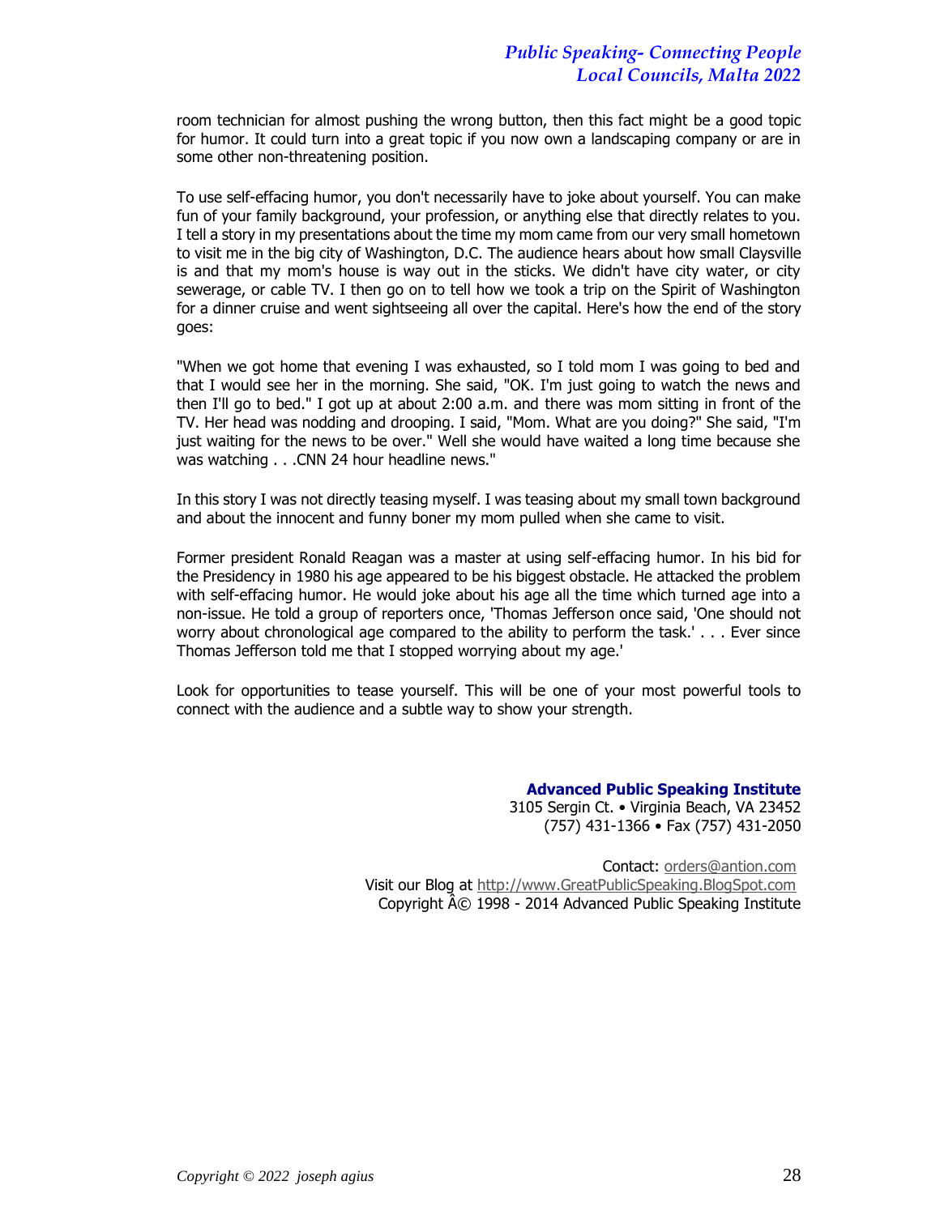room technician for almost pushing the wrong button, then this fact might be a good topic for humor. It could turn into a great topic if you now own a landscaping company or are in some other non-threatening position.

To use self-effacing humor, you don't necessarily have to joke about yourself. You can make fun of your family background, your profession, or anything else that directly relates to you. I tell a story in my presentations about the time my mom came from our very small hometown to visit me in the big city of Washington, D.C. The audience hears about how small Claysville is and that my mom's house is way out in the sticks. We didn't have city water, or city sewerage, or cable TV. I then go on to tell how we took a trip on the Spirit of Washington for a dinner cruise and went sightseeing all over the capital. Here's how the end of the story goes:

"When we got home that evening I was exhausted, so I told mom I was going to bed and that I would see her in the morning. She said, "OK. I'm just going to watch the news and then I'll go to bed." I got up at about 2:00 a.m. and there was mom sitting in front of the TV. Her head was nodding and drooping. I said, "Mom. What are you doing?" She said, "I'm just waiting for the news to be over." Well she would have waited a long time because she was watching . . .CNN 24 hour headline news."

In this story I was not directly teasing myself. I was teasing about my small town background and about the innocent and funny boner my mom pulled when she came to visit.

Former president Ronald Reagan was a master at using self-effacing humor. In his bid for the Presidency in 1980 his age appeared to be his biggest obstacle. He attacked the problem with self-effacing humor. He would joke about his age all the time which turned age into a non-issue. He told a group of reporters once, 'Thomas Jefferson once said, 'One should not worry about chronological age compared to the ability to perform the task.' . . . Ever since Thomas Jefferson told me that I stopped worrying about my age.'

Look for opportunities to tease yourself. This will be one of your most powerful tools to connect with the audience and a subtle way to show your strength.

**Advanced Public Speaking Institute**
3105 Sergin Ct. • Virginia Beach, VA 23452
(757) 431-1366 • Fax (757) 431-2050

Contact: orders@antion.com
Visit our Blog at http://www.GreatPublicSpeaking.BlogSpot.com
Copyright Â© 1998 - 2014 Advanced Public Speaking Institute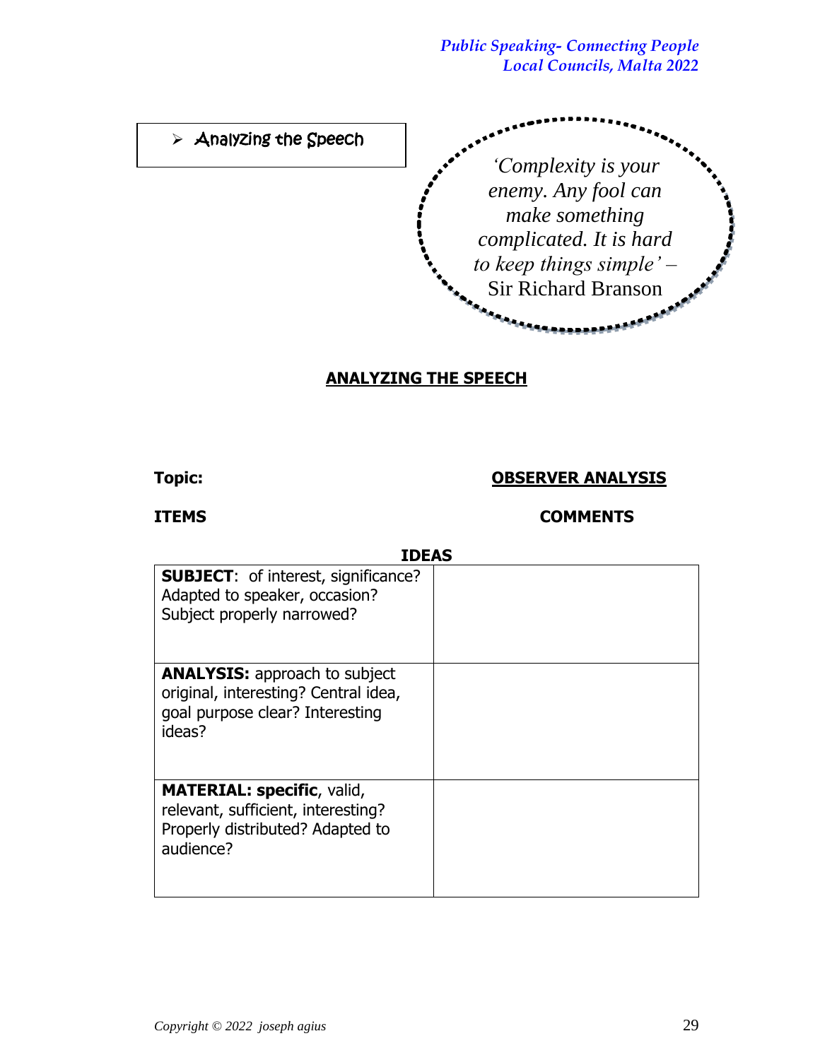- Analyzing the Speech

*'Complexity is your enemy. Any fool can make something complicated. It is hard to keep things simple'* – Sir Richard Branson

## ANALYZING THE SPEECH

**Topic:**

**OBSERVER ANALYSIS**

**ITEMS** **COMMENTS**

**IDEAS**

| | |
|---|---|
| **SUBJECT**: of interest, significance? Adapted to speaker, occasion? Subject properly narrowed? | |
| **ANALYSIS:** approach to subject original, interesting? Central idea, goal purpose clear? Interesting ideas? | |
| **MATERIAL: specific**, valid, relevant, sufficient, interesting? Properly distributed? Adapted to audience? | |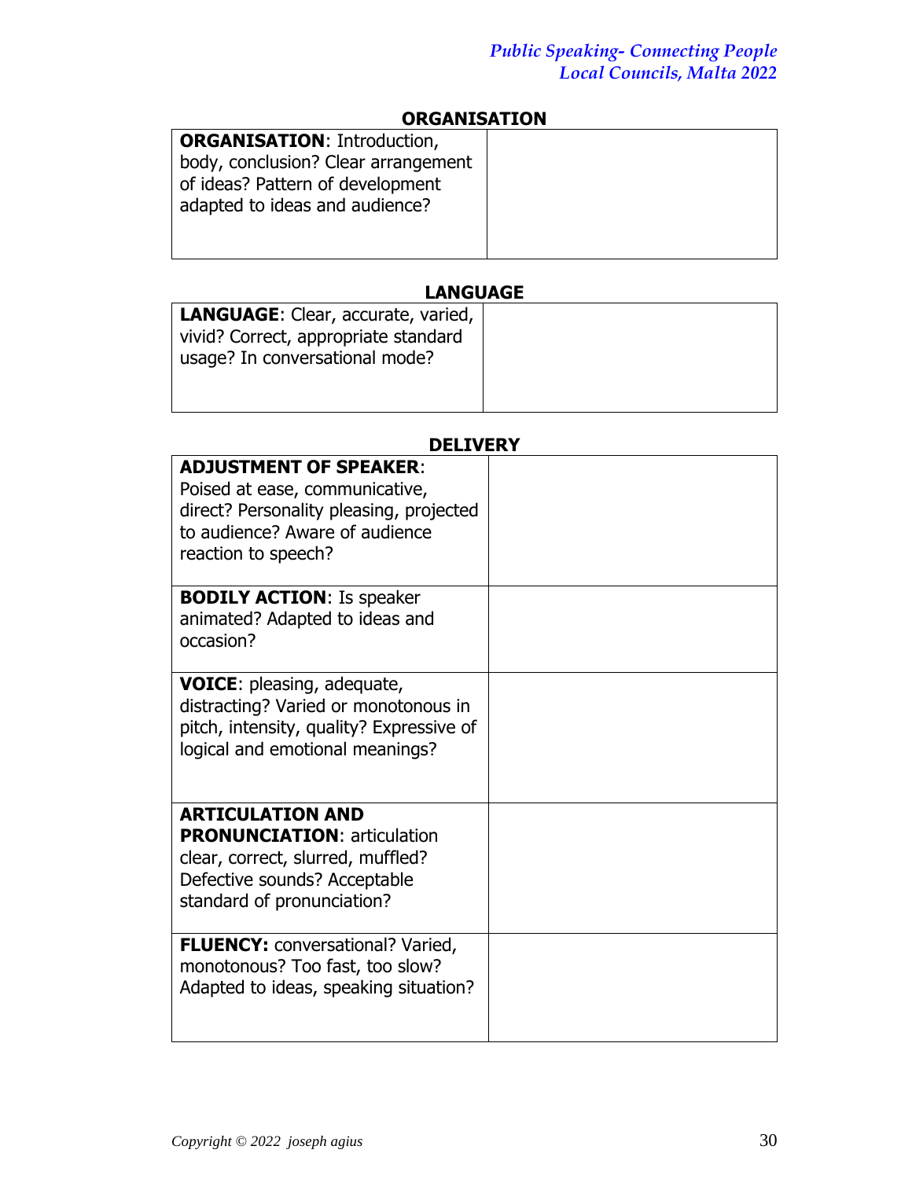## ORGANISATION

| | |
|---|---|
| **ORGANISATION**: Introduction, body, conclusion? Clear arrangement of ideas? Pattern of development adapted to ideas and audience? | |

## LANGUAGE

| | |
|---|---|
| **LANGUAGE**: Clear, accurate, varied, vivid? Correct, appropriate standard usage? In conversational mode? | |

## DELIVERY

| | |
|---|---|
| **ADJUSTMENT OF SPEAKER**: Poised at ease, communicative, direct? Personality pleasing, projected to audience? Aware of audience reaction to speech? | |
| **BODILY ACTION**: Is speaker animated? Adapted to ideas and occasion? | |
| **VOICE**: pleasing, adequate, distracting? Varied or monotonous in pitch, intensity, quality? Expressive of logical and emotional meanings? | |
| **ARTICULATION AND PRONUNCIATION**: articulation clear, correct, slurred, muffled? Defective sounds? Acceptable standard of pronunciation? | |
| **FLUENCY:** conversational? Varied, monotonous? Too fast, too slow? Adapted to ideas, speaking situation? | |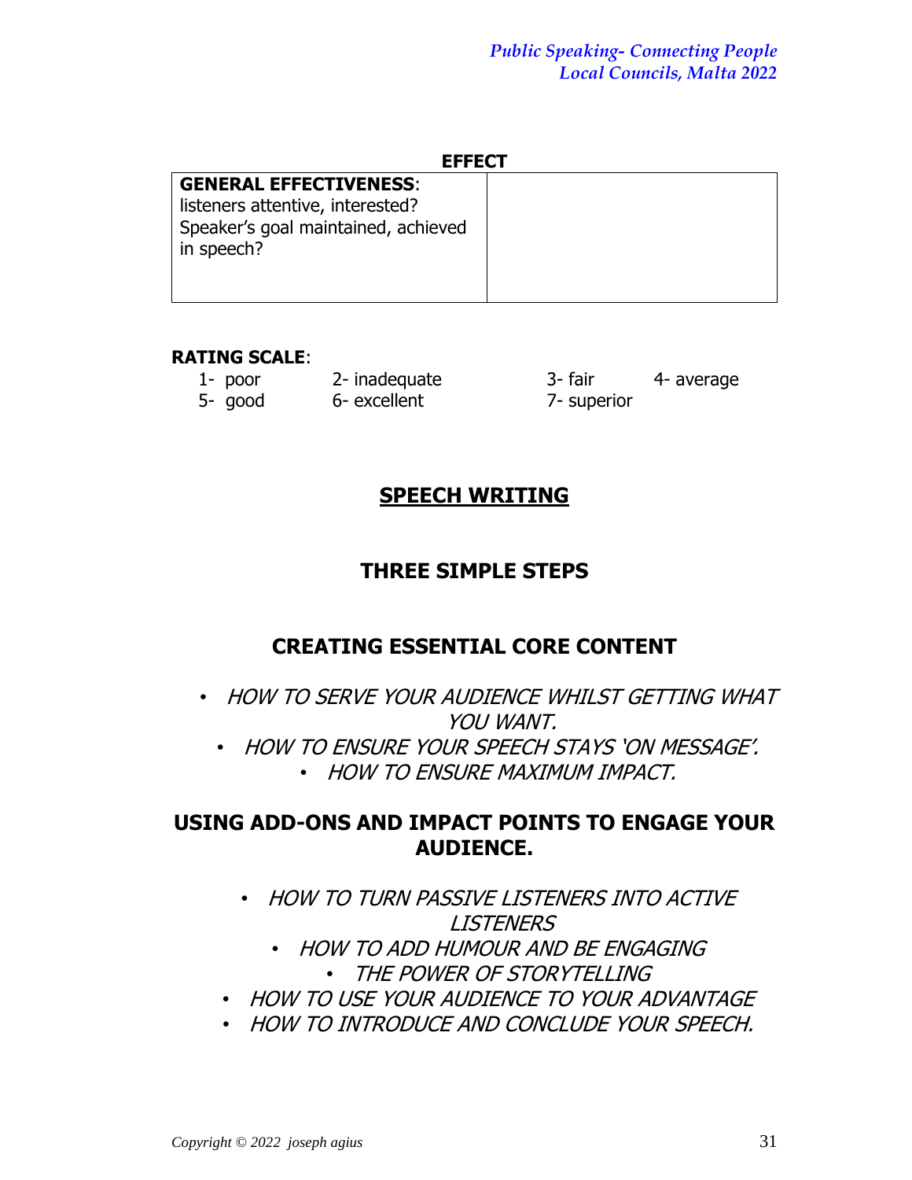**EFFECT**

| **GENERAL EFFECTIVENESS**: listeners attentive, interested? Speaker's goal maintained, achieved in speech? | |
|---|---|

**RATING SCALE**:

1- poor  2- inadequate  3- fair  4- average
5- good  6- excellent  7- superior

## SPEECH WRITING

## THREE SIMPLE STEPS

## CREATING ESSENTIAL CORE CONTENT

- *HOW TO SERVE YOUR AUDIENCE WHILST GETTING WHAT YOU WANT.*
- *HOW TO ENSURE YOUR SPEECH STAYS 'ON MESSAGE'.*
- *HOW TO ENSURE MAXIMUM IMPACT.*

## USING ADD-ONS AND IMPACT POINTS TO ENGAGE YOUR AUDIENCE.

- *HOW TO TURN PASSIVE LISTENERS INTO ACTIVE LISTENERS*
- *HOW TO ADD HUMOUR AND BE ENGAGING*
- *THE POWER OF STORYTELLING*
- *HOW TO USE YOUR AUDIENCE TO YOUR ADVANTAGE*
- *HOW TO INTRODUCE AND CONCLUDE YOUR SPEECH.*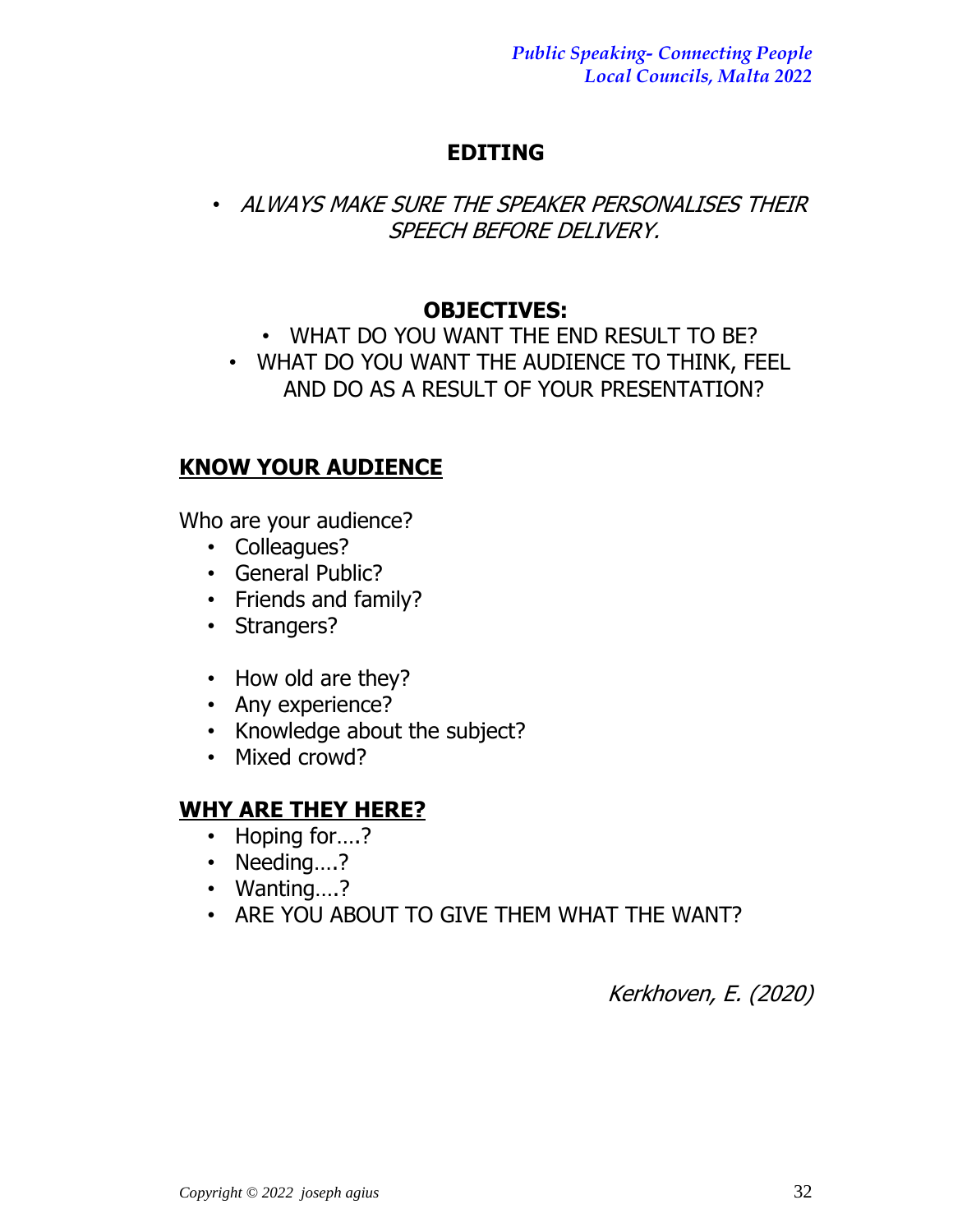## EDITING

- *ALWAYS MAKE SURE THE SPEAKER PERSONALISES THEIR SPEECH BEFORE DELIVERY.*

### OBJECTIVES:

- WHAT DO YOU WANT THE END RESULT TO BE?
- WHAT DO YOU WANT THE AUDIENCE TO THINK, FEEL AND DO AS A RESULT OF YOUR PRESENTATION?

### KNOW YOUR AUDIENCE

Who are your audience?

- Colleagues?
- General Public?
- Friends and family?
- Strangers?

- How old are they?
- Any experience?
- Knowledge about the subject?
- Mixed crowd?

### WHY ARE THEY HERE?

- Hoping for….?
- Needing….?
- Wanting….?
- ARE YOU ABOUT TO GIVE THEM WHAT THE WANT?

*Kerkhoven, E. (2020)*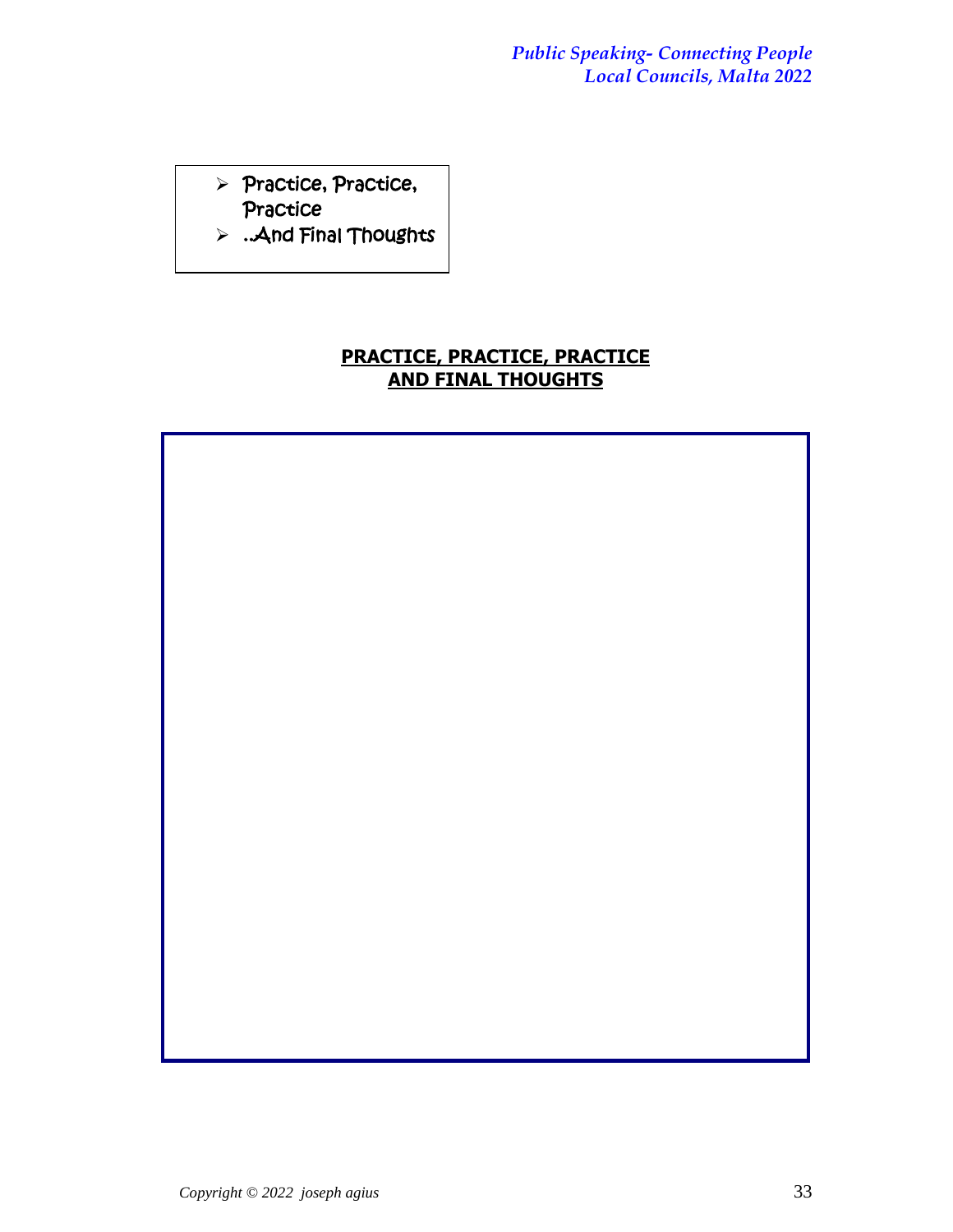- Practice, Practice, Practice
- ..And Final Thoughts

## PRACTICE, PRACTICE, PRACTICE AND FINAL THOUGHTS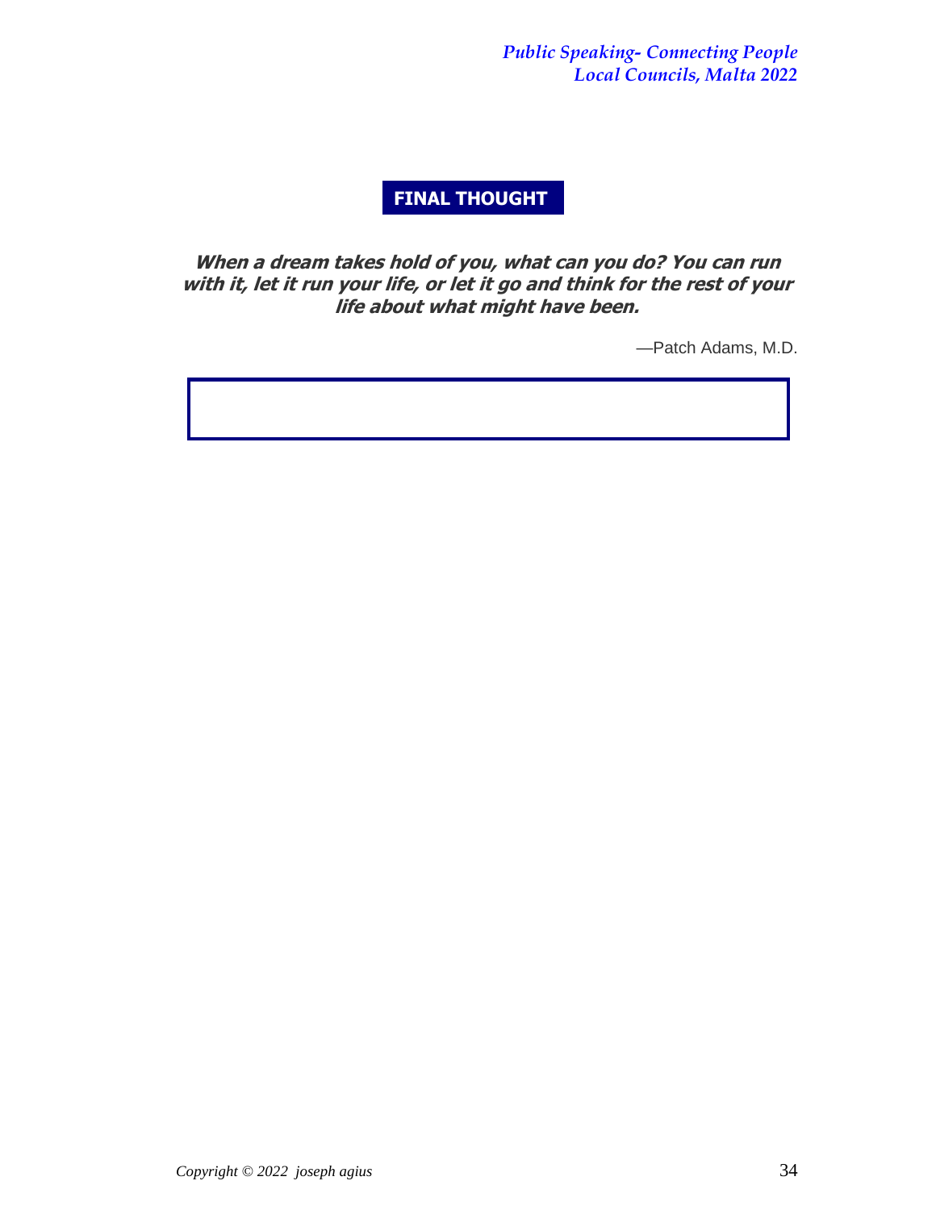## FINAL THOUGHT

***When a dream takes hold of you, what can you do? You can run with it, let it run your life, or let it go and think for the rest of your life about what might have been.***

—Patch Adams, M.D.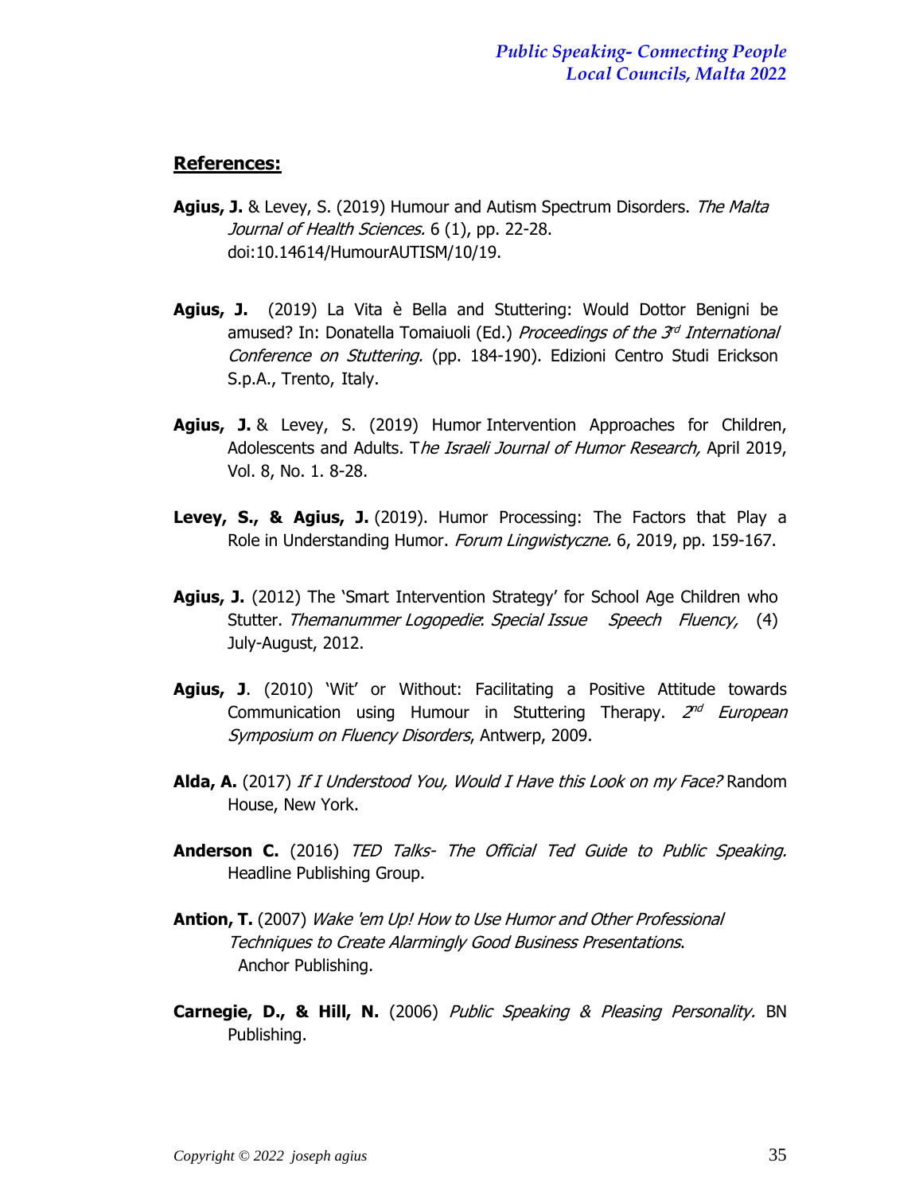## References:

**Agius, J.** & Levey, S. (2019) Humour and Autism Spectrum Disorders. *The Malta Journal of Health Sciences.* 6 (1), pp. 22-28. doi:10.14614/HumourAUTISM/10/19.

**Agius, J.** (2019) La Vita è Bella and Stuttering: Would Dottor Benigni be amused? In: Donatella Tomaiuoli (Ed.) *Proceedings of the 3rd International Conference on Stuttering.* (pp. 184-190). Edizioni Centro Studi Erickson S.p.A., Trento, Italy.

**Agius, J.** & Levey, S. (2019) Humor Intervention Approaches for Children, Adolescents and Adults. T*he Israeli Journal of Humor Research,* April 2019, Vol. 8, No. 1. 8-28.

**Levey, S., & Agius, J.** (2019). Humor Processing: The Factors that Play a Role in Understanding Humor. *Forum Lingwistyczne.* 6, 2019, pp. 159-167.

**Agius, J.** (2012) The 'Smart Intervention Strategy' for School Age Children who Stutter. *Themanummer Logopedie*: *Special Issue Speech Fluency,* (4) July-August, 2012.

**Agius, J**. (2010) 'Wit' or Without: Facilitating a Positive Attitude towards Communication using Humour in Stuttering Therapy. *2nd European Symposium on Fluency Disorders*, Antwerp, 2009.

**Alda, A.** (2017) *If I Understood You, Would I Have this Look on my Face?* Random House, New York.

**Anderson C.** (2016) *TED Talks- The Official Ted Guide to Public Speaking.* Headline Publishing Group.

**Antion, T.** (2007) *Wake 'em Up! How to Use Humor and Other Professional Techniques to Create Alarmingly Good Business Presentations*. Anchor Publishing.

**Carnegie, D., & Hill, N.** (2006) *Public Speaking & Pleasing Personality.* BN Publishing.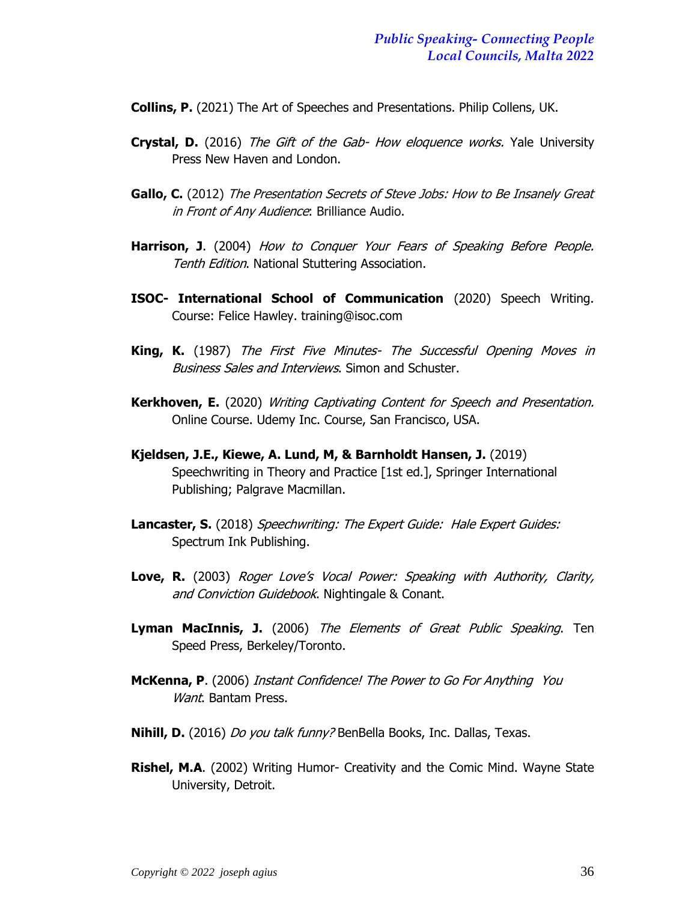**Collins, P.** (2021) The Art of Speeches and Presentations. Philip Collens, UK.

**Crystal, D.** (2016) *The Gift of the Gab- How eloquence works.* Yale University Press New Haven and London.

**Gallo, C.** (2012) *The Presentation Secrets of Steve Jobs: How to Be Insanely Great in Front of Any Audience*: Brilliance Audio.

**Harrison, J**. (2004) *How to Conquer Your Fears of Speaking Before People. Tenth Edition*. National Stuttering Association.

**ISOC- International School of Communication** (2020) Speech Writing. Course: Felice Hawley. training@isoc.com

**King, K.** (1987) *The First Five Minutes- The Successful Opening Moves in Business Sales and Interviews*. Simon and Schuster.

**Kerkhoven, E.** (2020) *Writing Captivating Content for Speech and Presentation.* Online Course. Udemy Inc. Course, San Francisco, USA.

**Kjeldsen, J.E., Kiewe, A. Lund, M, & Barnholdt Hansen, J.** (2019) Speechwriting in Theory and Practice [1st ed.], Springer International Publishing; Palgrave Macmillan.

**Lancaster, S.** (2018) *Speechwriting: The Expert Guide: Hale Expert Guides:* Spectrum Ink Publishing.

**Love, R.** (2003) *Roger Love's Vocal Power: Speaking with Authority, Clarity, and Conviction Guidebook*. Nightingale & Conant.

**Lyman MacInnis, J.** (2006) *The Elements of Great Public Speaking*. Ten Speed Press, Berkeley/Toronto.

**McKenna, P**. (2006) *Instant Confidence! The Power to Go For Anything You Want*. Bantam Press.

**Nihill, D.** (2016) *Do you talk funny?* BenBella Books, Inc. Dallas, Texas.

**Rishel, M.A**. (2002) Writing Humor- Creativity and the Comic Mind. Wayne State University, Detroit.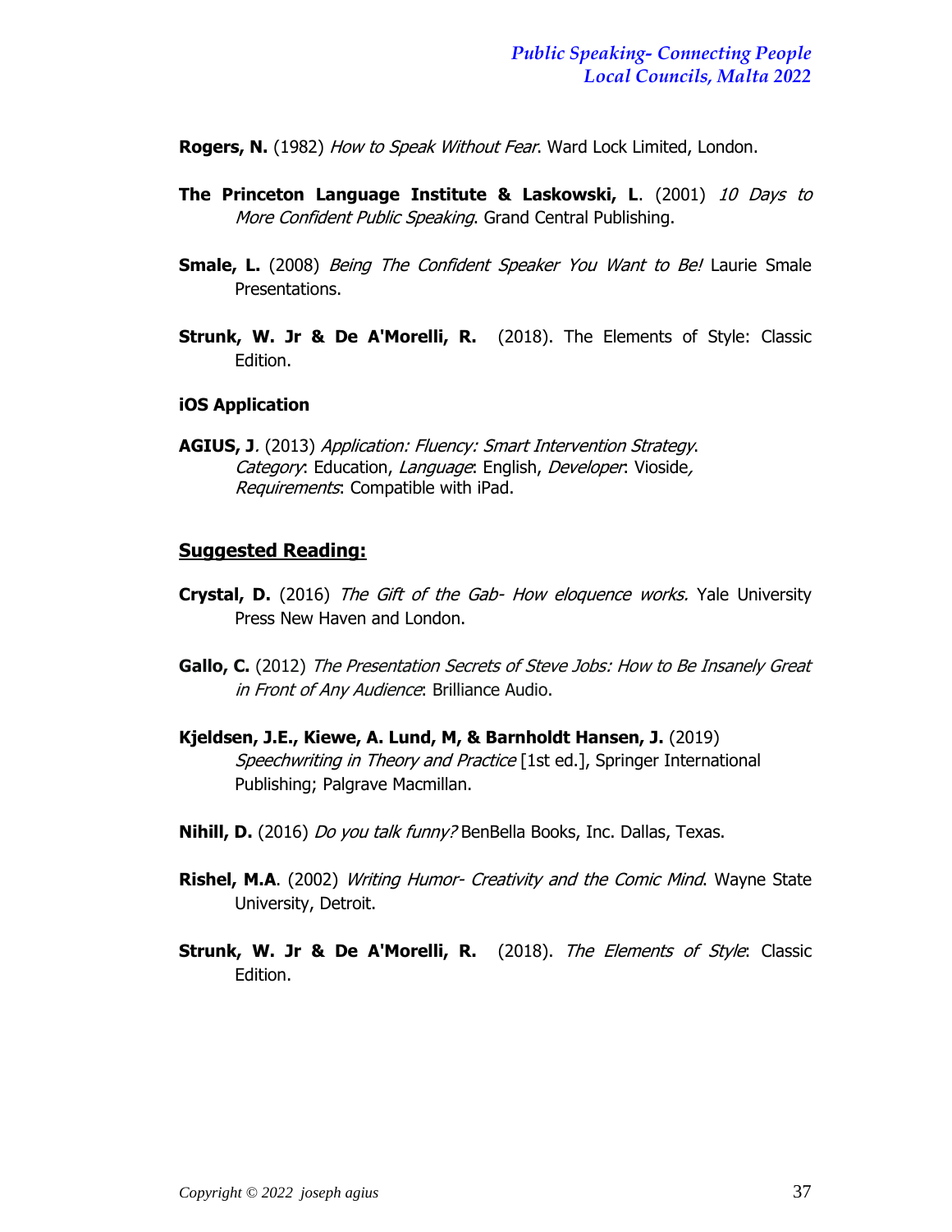**Rogers, N.** (1982) *How to Speak Without Fear*. Ward Lock Limited, London.

**The Princeton Language Institute & Laskowski, L**. (2001) *10 Days to More Confident Public Speaking*. Grand Central Publishing.

**Smale, L.** (2008) *Being The Confident Speaker You Want to Be!* Laurie Smale Presentations.

**Strunk, W. Jr & De A'Morelli, R.** (2018). The Elements of Style: Classic Edition.

**iOS Application**

**AGIUS, J**. (2013) *Application: Fluency: Smart Intervention Strategy*. *Category*: Education, *Language*: English, *Developer*: Vioside, *Requirements*: Compatible with iPad.

## Suggested Reading:

**Crystal, D.** (2016) *The Gift of the Gab- How eloquence works.* Yale University Press New Haven and London.

**Gallo, C.** (2012) *The Presentation Secrets of Steve Jobs: How to Be Insanely Great in Front of Any Audience*: Brilliance Audio.

**Kjeldsen, J.E., Kiewe, A. Lund, M, & Barnholdt Hansen, J.** (2019) *Speechwriting in Theory and Practice* [1st ed.], Springer International Publishing; Palgrave Macmillan.

**Nihill, D.** (2016) *Do you talk funny?* BenBella Books, Inc. Dallas, Texas.

**Rishel, M.A**. (2002) *Writing Humor- Creativity and the Comic Mind*. Wayne State University, Detroit.

**Strunk, W. Jr & De A'Morelli, R.** (2018). *The Elements of Style*: Classic Edition.